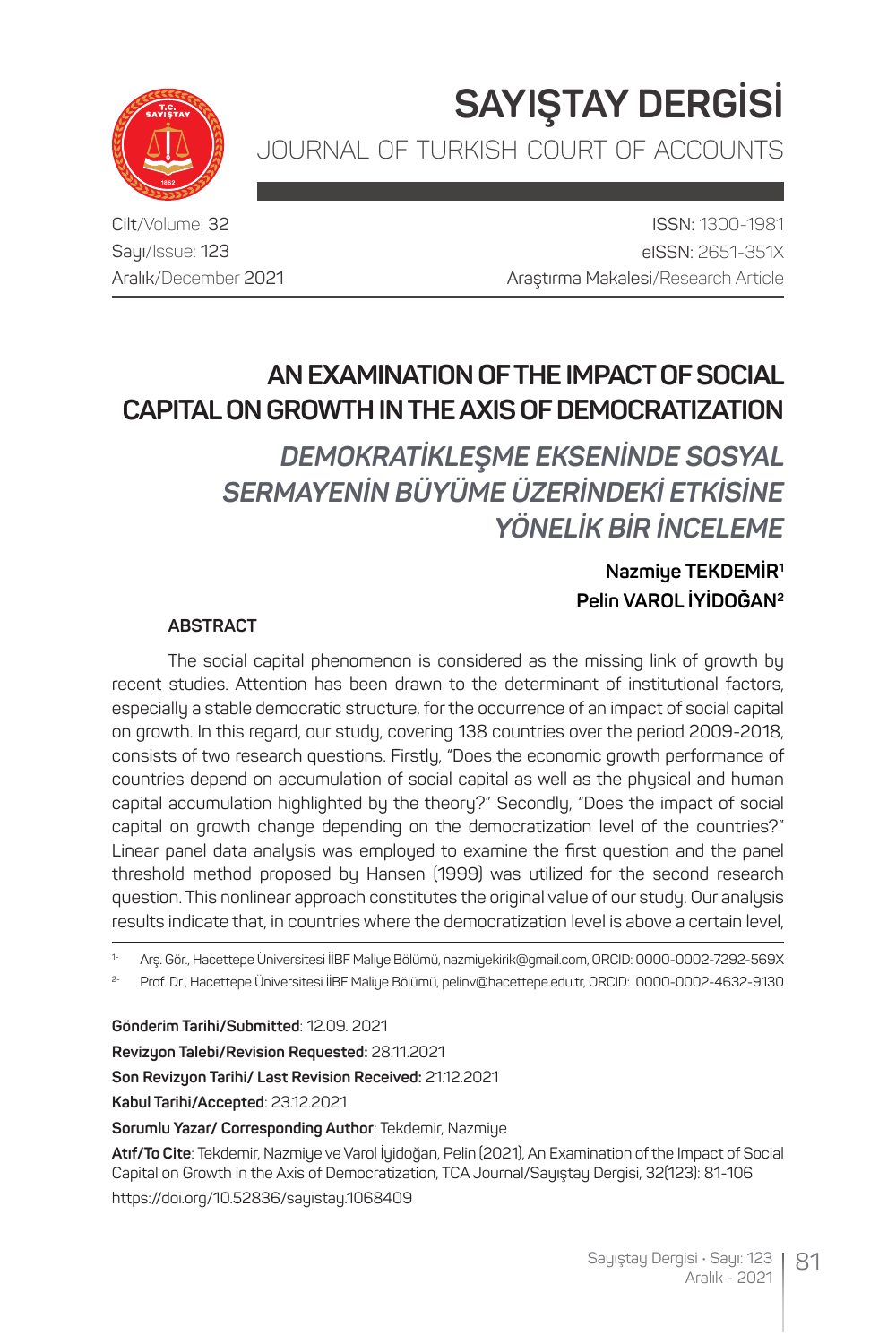# SAYIŞTAY DERGİSİ

JOURNAL OF TURKISH COURT OF ACCOUNTS

Cilt/Volume: 32
Sayı/Issue: 123
Aralık/December 2021

ISSN: 1300-1981
eISSN: 2651-351X
Araştırma Makalesi/Research Article

## AN EXAMINATION OF THE IMPACT OF SOCIAL CAPITAL ON GROWTH IN THE AXIS OF DEMOCRATIZATION

## *DEMOKRATİKLEŞME EKSENİNDE SOSYAL SERMAYENİN BÜYÜME ÜZERİNDEKİ ETKİSİNE YÖNELİK BİR İNCELEME*

**Nazmiye TEKDEMİR[1]**
**Pelin VAROL İYİDOĞAN[2]**

### ABSTRACT

The social capital phenomenon is considered as the missing link of growth by recent studies. Attention has been drawn to the determinant of institutional factors, especially a stable democratic structure, for the occurrence of an impact of social capital on growth. In this regard, our study, covering 138 countries over the period 2009-2018, consists of two research questions. Firstly, "Does the economic growth performance of countries depend on accumulation of social capital as well as the physical and human capital accumulation highlighted by the theory?" Secondly, "Does the impact of social capital on growth change depending on the democratization level of the countries?" Linear panel data analysis was employed to examine the first question and the panel threshold method proposed by Hansen (1999) was utilized for the second research question. This nonlinear approach constitutes the original value of our study. Our analysis results indicate that, in countries where the democratization level is above a certain level,

---

[1] Arş. Gör., Hacettepe Üniversitesi İİBF Maliye Bölümü, nazmiyekirik@gmail.com, ORCID: 0000-0002-7292-569X

[2] Prof. Dr., Hacettepe Üniversitesi İİBF Maliye Bölümü, pelinv@hacettepe.edu.tr, ORCID: 0000-0002-4632-9130

**Gönderim Tarihi/Submitted**: 12.09. 2021
**Revizyon Talebi/Revision Requested:** 28.11.2021
**Son Revizyon Tarihi/ Last Revision Received:** 21.12.2021
**Kabul Tarihi/Accepted**: 23.12.2021
**Sorumlu Yazar/ Corresponding Author**: Tekdemir, Nazmiye
**Atıf/To Cite**: Tekdemir, Nazmiye ve Varol İyidoğan, Pelin (2021), An Examination of the Impact of Social Capital on Growth in the Axis of Democratization, TCA Journal/Sayıştay Dergisi, 32(123): 81-106
https://doi.org/10.52836/sayistay.1068409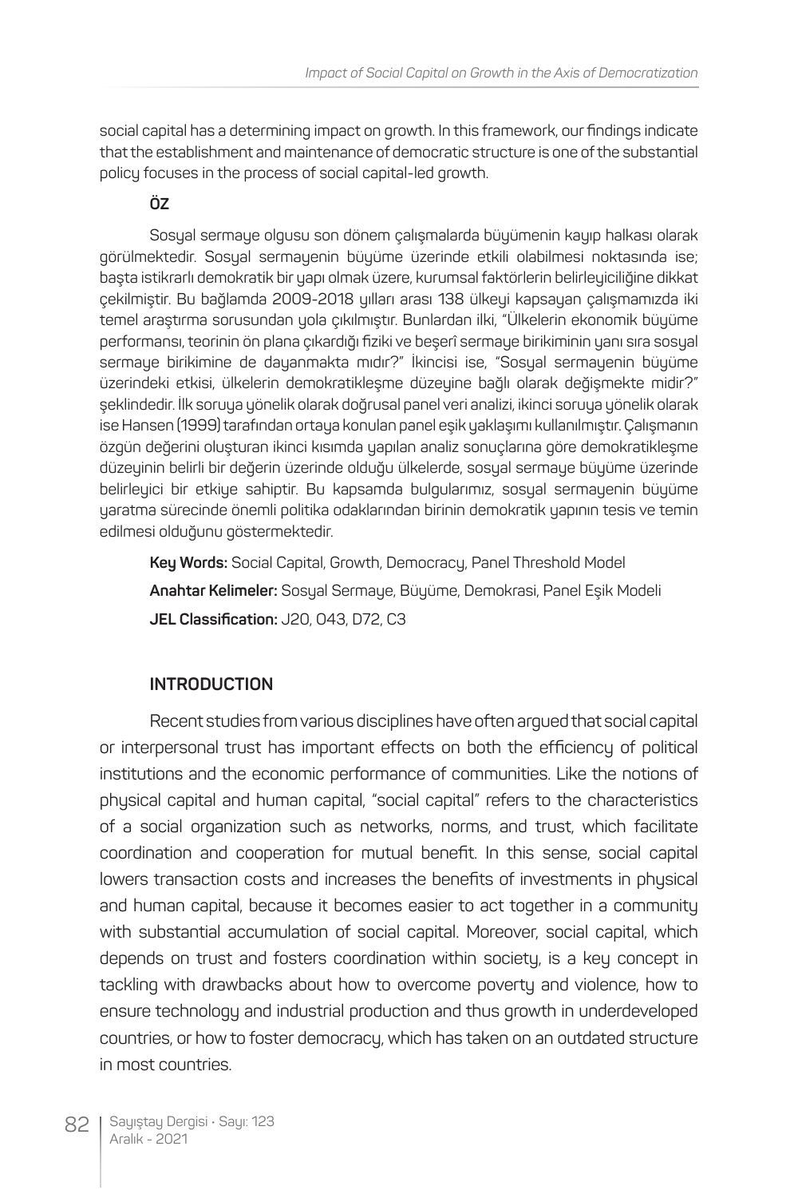social capital has a determining impact on growth. In this framework, our findings indicate that the establishment and maintenance of democratic structure is one of the substantial policy focuses in the process of social capital-led growth.

**ÖZ**

Sosyal sermaye olgusu son dönem çalışmalarda büyümenin kayıp halkası olarak görülmektedir. Sosyal sermayenin büyüme üzerinde etkili olabilmesi noktasında ise; başta istikrarlı demokratik bir yapı olmak üzere, kurumsal faktörlerin belirleyiciliğine dikkat çekilmiştir. Bu bağlamda 2009-2018 yılları arası 138 ülkeyi kapsayan çalışmamızda iki temel araştırma sorusundan yola çıkılmıştır. Bunlardan ilki, "Ülkelerin ekonomik büyüme performansı, teorinin ön plana çıkardığı fiziki ve beşerî sermaye birikiminin yanı sıra sosyal sermaye birikimine de dayanmakta mıdır?" İkincisi ise, "Sosyal sermayenin büyüme üzerindeki etkisi, ülkelerin demokratikleşme düzeyine bağlı olarak değişmekte midir?" şeklindedir. İlk soruya yönelik olarak doğrusal panel veri analizi, ikinci soruya yönelik olarak ise Hansen (1999) tarafından ortaya konulan panel eşik yaklaşımı kullanılmıştır. Çalışmanın özgün değerini oluşturan ikinci kısımda yapılan analiz sonuçlarına göre demokratikleşme düzeyinin belirli bir değerin üzerinde olduğu ülkelerde, sosyal sermaye büyüme üzerinde belirleyici bir etkiye sahiptir. Bu kapsamda bulgularımız, sosyal sermayenin büyüme yaratma sürecinde önemli politika odaklarından birinin demokratik yapının tesis ve temin edilmesi olduğunu göstermektedir.

**Key Words:** Social Capital, Growth, Democracy, Panel Threshold Model

**Anahtar Kelimeler:** Sosyal Sermaye, Büyüme, Demokrasi, Panel Eşik Modeli

**JEL Classification:** J20, O43, D72, C3

## INTRODUCTION

Recent studies from various disciplines have often argued that social capital or interpersonal trust has important effects on both the efficiency of political institutions and the economic performance of communities. Like the notions of physical capital and human capital, "social capital" refers to the characteristics of a social organization such as networks, norms, and trust, which facilitate coordination and cooperation for mutual benefit. In this sense, social capital lowers transaction costs and increases the benefits of investments in physical and human capital, because it becomes easier to act together in a community with substantial accumulation of social capital. Moreover, social capital, which depends on trust and fosters coordination within society, is a key concept in tackling with drawbacks about how to overcome poverty and violence, how to ensure technology and industrial production and thus growth in underdeveloped countries, or how to foster democracy, which has taken on an outdated structure in most countries.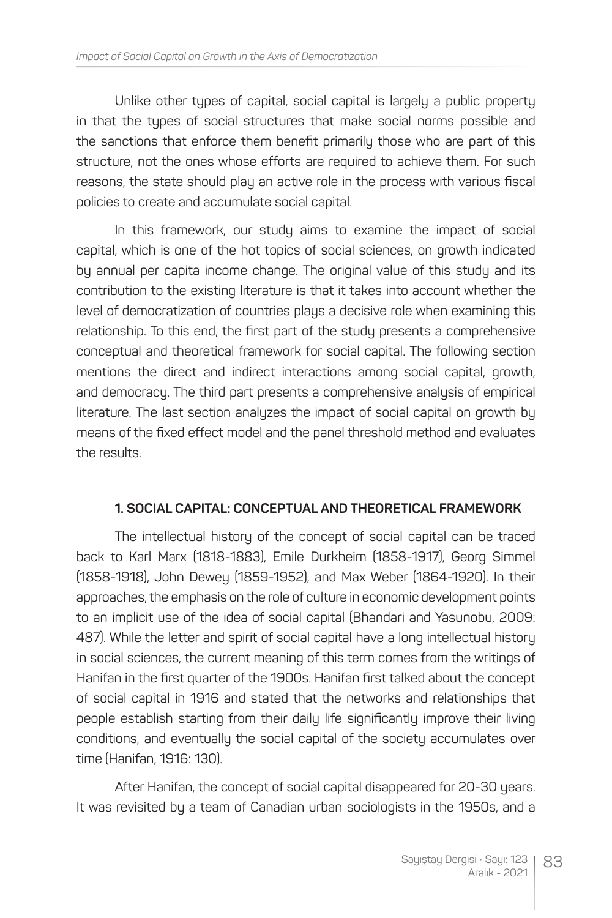Unlike other types of capital, social capital is largely a public property in that the types of social structures that make social norms possible and the sanctions that enforce them benefit primarily those who are part of this structure, not the ones whose efforts are required to achieve them. For such reasons, the state should play an active role in the process with various fiscal policies to create and accumulate social capital.

In this framework, our study aims to examine the impact of social capital, which is one of the hot topics of social sciences, on growth indicated by annual per capita income change. The original value of this study and its contribution to the existing literature is that it takes into account whether the level of democratization of countries plays a decisive role when examining this relationship. To this end, the first part of the study presents a comprehensive conceptual and theoretical framework for social capital. The following section mentions the direct and indirect interactions among social capital, growth, and democracy. The third part presents a comprehensive analysis of empirical literature. The last section analyzes the impact of social capital on growth by means of the fixed effect model and the panel threshold method and evaluates the results.

## 1. SOCIAL CAPITAL: CONCEPTUAL AND THEORETICAL FRAMEWORK

The intellectual history of the concept of social capital can be traced back to Karl Marx (1818-1883), Emile Durkheim (1858-1917), Georg Simmel (1858-1918), John Dewey (1859-1952), and Max Weber (1864-1920). In their approaches, the emphasis on the role of culture in economic development points to an implicit use of the idea of social capital (Bhandari and Yasunobu, 2009: 487). While the letter and spirit of social capital have a long intellectual history in social sciences, the current meaning of this term comes from the writings of Hanifan in the first quarter of the 1900s. Hanifan first talked about the concept of social capital in 1916 and stated that the networks and relationships that people establish starting from their daily life significantly improve their living conditions, and eventually the social capital of the society accumulates over time (Hanifan, 1916: 130).

After Hanifan, the concept of social capital disappeared for 20-30 years. It was revisited by a team of Canadian urban sociologists in the 1950s, and a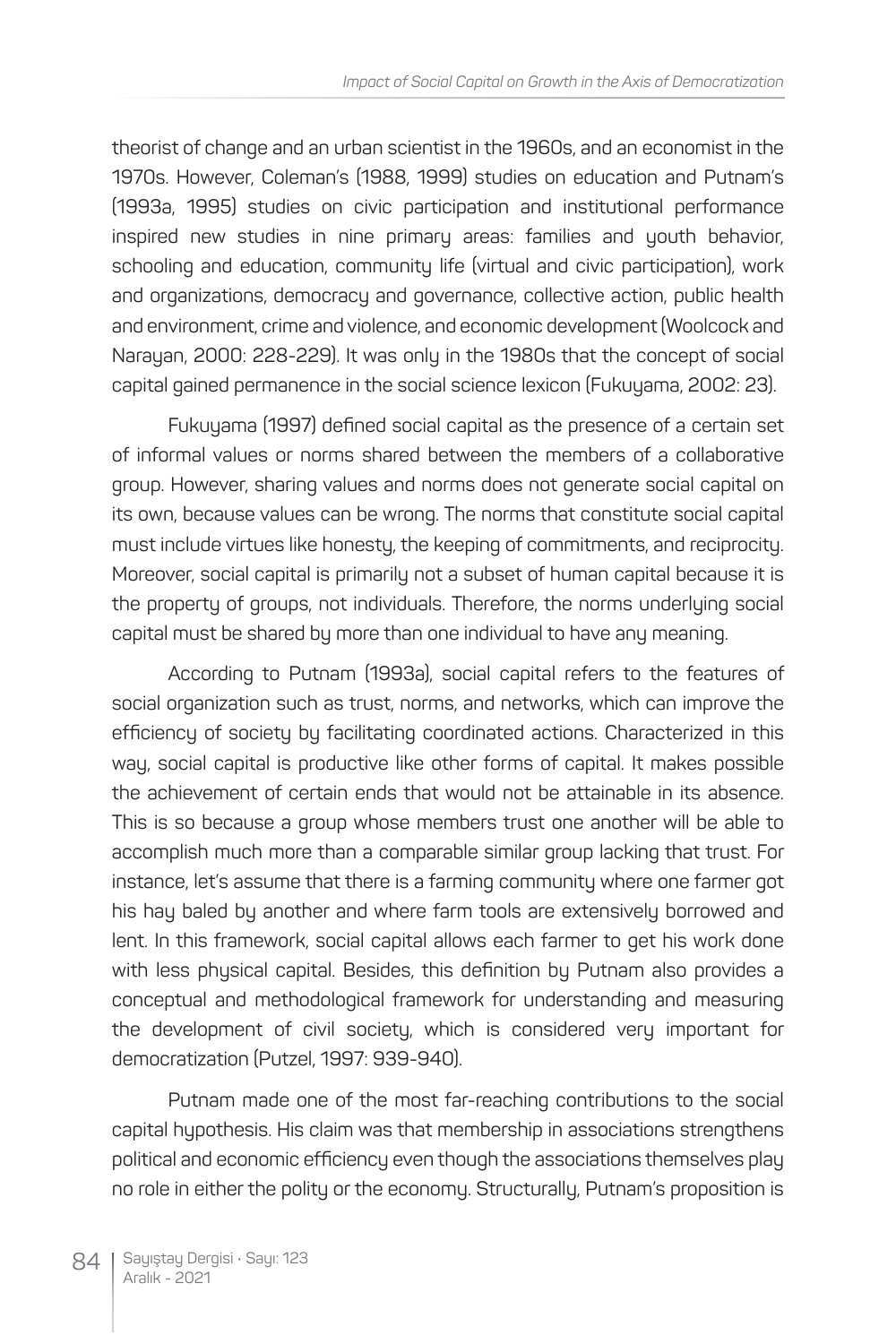theorist of change and an urban scientist in the 1960s, and an economist in the 1970s. However, Coleman's (1988, 1999) studies on education and Putnam's (1993a, 1995) studies on civic participation and institutional performance inspired new studies in nine primary areas: families and youth behavior, schooling and education, community life (virtual and civic participation), work and organizations, democracy and governance, collective action, public health and environment, crime and violence, and economic development (Woolcock and Narayan, 2000: 228-229). It was only in the 1980s that the concept of social capital gained permanence in the social science lexicon (Fukuyama, 2002: 23).

Fukuyama (1997) defined social capital as the presence of a certain set of informal values or norms shared between the members of a collaborative group. However, sharing values and norms does not generate social capital on its own, because values can be wrong. The norms that constitute social capital must include virtues like honesty, the keeping of commitments, and reciprocity. Moreover, social capital is primarily not a subset of human capital because it is the property of groups, not individuals. Therefore, the norms underlying social capital must be shared by more than one individual to have any meaning.

According to Putnam (1993a), social capital refers to the features of social organization such as trust, norms, and networks, which can improve the efficiency of society by facilitating coordinated actions. Characterized in this way, social capital is productive like other forms of capital. It makes possible the achievement of certain ends that would not be attainable in its absence. This is so because a group whose members trust one another will be able to accomplish much more than a comparable similar group lacking that trust. For instance, let's assume that there is a farming community where one farmer got his hay baled by another and where farm tools are extensively borrowed and lent. In this framework, social capital allows each farmer to get his work done with less physical capital. Besides, this definition by Putnam also provides a conceptual and methodological framework for understanding and measuring the development of civil society, which is considered very important for democratization (Putzel, 1997: 939-940).

Putnam made one of the most far-reaching contributions to the social capital hypothesis. His claim was that membership in associations strengthens political and economic efficiency even though the associations themselves play no role in either the polity or the economy. Structurally, Putnam's proposition is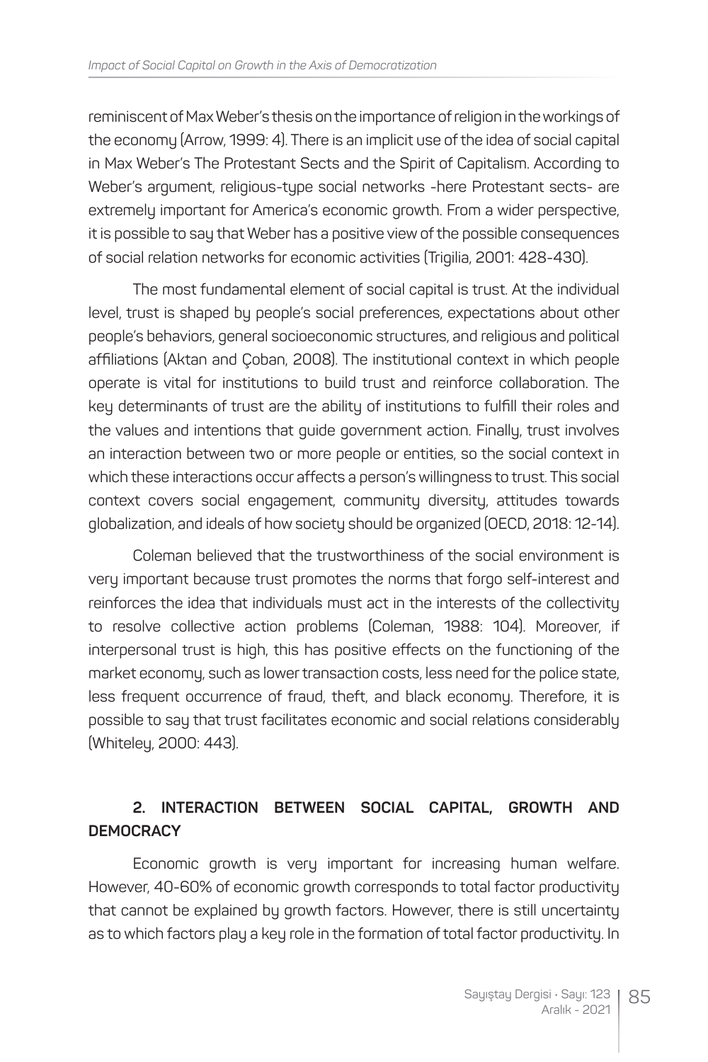reminiscent of Max Weber's thesis on the importance of religion in the workings of the economy (Arrow, 1999: 4). There is an implicit use of the idea of social capital in Max Weber's The Protestant Sects and the Spirit of Capitalism. According to Weber's argument, religious-type social networks -here Protestant sects- are extremely important for America's economic growth. From a wider perspective, it is possible to say that Weber has a positive view of the possible consequences of social relation networks for economic activities (Trigilia, 2001: 428-430).

The most fundamental element of social capital is trust. At the individual level, trust is shaped by people's social preferences, expectations about other people's behaviors, general socioeconomic structures, and religious and political affiliations (Aktan and Çoban, 2008). The institutional context in which people operate is vital for institutions to build trust and reinforce collaboration. The key determinants of trust are the ability of institutions to fulfill their roles and the values and intentions that guide government action. Finally, trust involves an interaction between two or more people or entities, so the social context in which these interactions occur affects a person's willingness to trust. This social context covers social engagement, community diversity, attitudes towards globalization, and ideals of how society should be organized (OECD, 2018: 12-14).

Coleman believed that the trustworthiness of the social environment is very important because trust promotes the norms that forgo self-interest and reinforces the idea that individuals must act in the interests of the collectivity to resolve collective action problems (Coleman, 1988: 104). Moreover, if interpersonal trust is high, this has positive effects on the functioning of the market economy, such as lower transaction costs, less need for the police state, less frequent occurrence of fraud, theft, and black economy. Therefore, it is possible to say that trust facilitates economic and social relations considerably (Whiteley, 2000: 443).

## 2. INTERACTION BETWEEN SOCIAL CAPITAL, GROWTH AND DEMOCRACY

Economic growth is very important for increasing human welfare. However, 40-60% of economic growth corresponds to total factor productivity that cannot be explained by growth factors. However, there is still uncertainty as to which factors play a key role in the formation of total factor productivity. In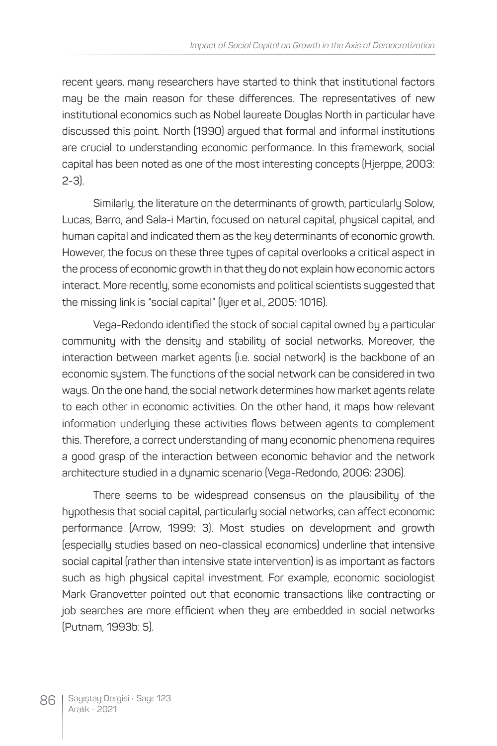recent years, many researchers have started to think that institutional factors may be the main reason for these differences. The representatives of new institutional economics such as Nobel laureate Douglas North in particular have discussed this point. North (1990) argued that formal and informal institutions are crucial to understanding economic performance. In this framework, social capital has been noted as one of the most interesting concepts (Hjerppe, 2003: 2-3).

Similarly, the literature on the determinants of growth, particularly Solow, Lucas, Barro, and Sala-i Martin, focused on natural capital, physical capital, and human capital and indicated them as the key determinants of economic growth. However, the focus on these three types of capital overlooks a critical aspect in the process of economic growth in that they do not explain how economic actors interact. More recently, some economists and political scientists suggested that the missing link is "social capital" (Iyer et al., 2005: 1016).

Vega-Redondo identified the stock of social capital owned by a particular community with the density and stability of social networks. Moreover, the interaction between market agents (i.e. social network) is the backbone of an economic system. The functions of the social network can be considered in two ways. On the one hand, the social network determines how market agents relate to each other in economic activities. On the other hand, it maps how relevant information underlying these activities flows between agents to complement this. Therefore, a correct understanding of many economic phenomena requires a good grasp of the interaction between economic behavior and the network architecture studied in a dynamic scenario (Vega-Redondo, 2006: 2306).

There seems to be widespread consensus on the plausibility of the hypothesis that social capital, particularly social networks, can affect economic performance (Arrow, 1999: 3). Most studies on development and growth (especially studies based on neo-classical economics) underline that intensive social capital (rather than intensive state intervention) is as important as factors such as high physical capital investment. For example, economic sociologist Mark Granovetter pointed out that economic transactions like contracting or job searches are more efficient when they are embedded in social networks (Putnam, 1993b: 5).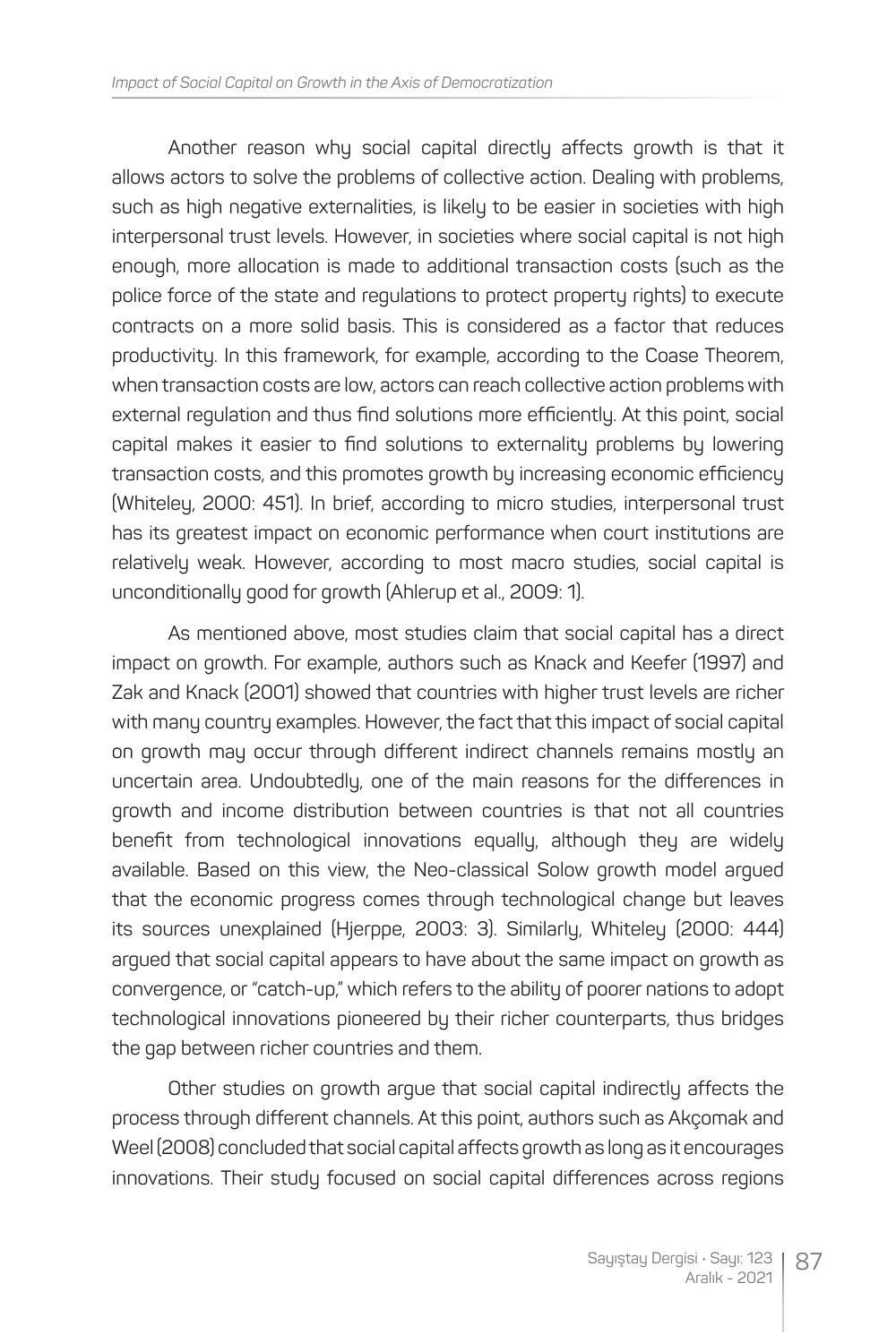Another reason why social capital directly affects growth is that it allows actors to solve the problems of collective action. Dealing with problems, such as high negative externalities, is likely to be easier in societies with high interpersonal trust levels. However, in societies where social capital is not high enough, more allocation is made to additional transaction costs (such as the police force of the state and regulations to protect property rights) to execute contracts on a more solid basis. This is considered as a factor that reduces productivity. In this framework, for example, according to the Coase Theorem, when transaction costs are low, actors can reach collective action problems with external regulation and thus find solutions more efficiently. At this point, social capital makes it easier to find solutions to externality problems by lowering transaction costs, and this promotes growth by increasing economic efficiency (Whiteley, 2000: 451). In brief, according to micro studies, interpersonal trust has its greatest impact on economic performance when court institutions are relatively weak. However, according to most macro studies, social capital is unconditionally good for growth (Ahlerup et al., 2009: 1).

As mentioned above, most studies claim that social capital has a direct impact on growth. For example, authors such as Knack and Keefer (1997) and Zak and Knack (2001) showed that countries with higher trust levels are richer with many country examples. However, the fact that this impact of social capital on growth may occur through different indirect channels remains mostly an uncertain area. Undoubtedly, one of the main reasons for the differences in growth and income distribution between countries is that not all countries benefit from technological innovations equally, although they are widely available. Based on this view, the Neo-classical Solow growth model argued that the economic progress comes through technological change but leaves its sources unexplained (Hjerppe, 2003: 3). Similarly, Whiteley (2000: 444) argued that social capital appears to have about the same impact on growth as convergence, or "catch-up," which refers to the ability of poorer nations to adopt technological innovations pioneered by their richer counterparts, thus bridges the gap between richer countries and them.

Other studies on growth argue that social capital indirectly affects the process through different channels. At this point, authors such as Akçomak and Weel (2008) concluded that social capital affects growth as long as it encourages innovations. Their study focused on social capital differences across regions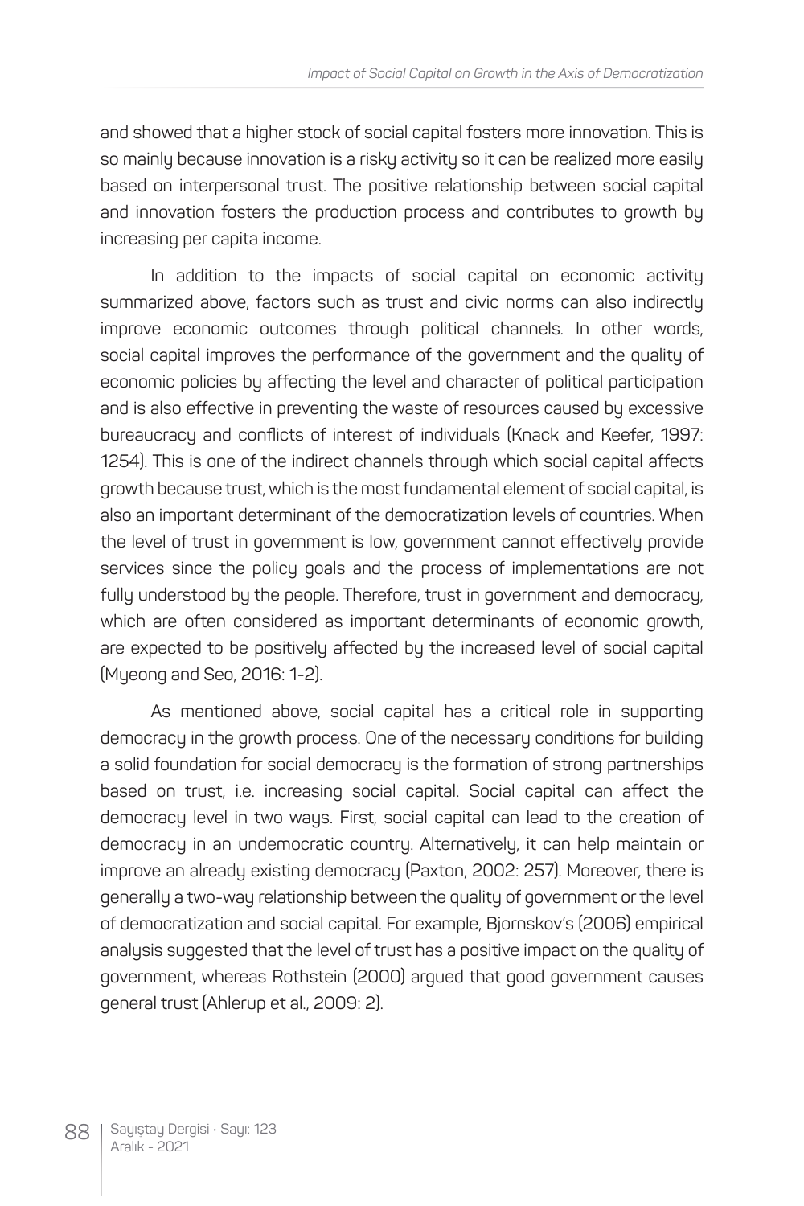and showed that a higher stock of social capital fosters more innovation. This is so mainly because innovation is a risky activity so it can be realized more easily based on interpersonal trust. The positive relationship between social capital and innovation fosters the production process and contributes to growth by increasing per capita income.

In addition to the impacts of social capital on economic activity summarized above, factors such as trust and civic norms can also indirectly improve economic outcomes through political channels. In other words, social capital improves the performance of the government and the quality of economic policies by affecting the level and character of political participation and is also effective in preventing the waste of resources caused by excessive bureaucracy and conflicts of interest of individuals (Knack and Keefer, 1997: 1254). This is one of the indirect channels through which social capital affects growth because trust, which is the most fundamental element of social capital, is also an important determinant of the democratization levels of countries. When the level of trust in government is low, government cannot effectively provide services since the policy goals and the process of implementations are not fully understood by the people. Therefore, trust in government and democracy, which are often considered as important determinants of economic growth, are expected to be positively affected by the increased level of social capital (Myeong and Seo, 2016: 1-2).

As mentioned above, social capital has a critical role in supporting democracy in the growth process. One of the necessary conditions for building a solid foundation for social democracy is the formation of strong partnerships based on trust, i.e. increasing social capital. Social capital can affect the democracy level in two ways. First, social capital can lead to the creation of democracy in an undemocratic country. Alternatively, it can help maintain or improve an already existing democracy (Paxton, 2002: 257). Moreover, there is generally a two-way relationship between the quality of government or the level of democratization and social capital. For example, Bjornskov's (2006) empirical analysis suggested that the level of trust has a positive impact on the quality of government, whereas Rothstein (2000) argued that good government causes general trust (Ahlerup et al., 2009: 2).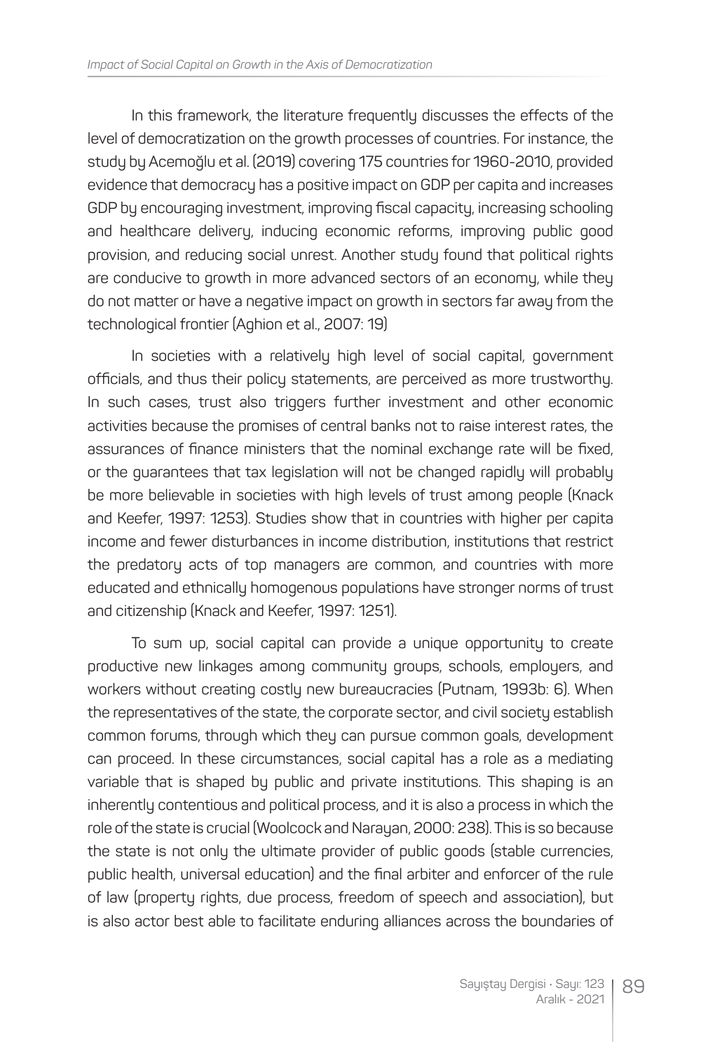In this framework, the literature frequently discusses the effects of the level of democratization on the growth processes of countries. For instance, the study by Acemoğlu et al. (2019) covering 175 countries for 1960-2010, provided evidence that democracy has a positive impact on GDP per capita and increases GDP by encouraging investment, improving fiscal capacity, increasing schooling and healthcare delivery, inducing economic reforms, improving public good provision, and reducing social unrest. Another study found that political rights are conducive to growth in more advanced sectors of an economy, while they do not matter or have a negative impact on growth in sectors far away from the technological frontier (Aghion et al., 2007: 19)

In societies with a relatively high level of social capital, government officials, and thus their policy statements, are perceived as more trustworthy. In such cases, trust also triggers further investment and other economic activities because the promises of central banks not to raise interest rates, the assurances of finance ministers that the nominal exchange rate will be fixed, or the guarantees that tax legislation will not be changed rapidly will probably be more believable in societies with high levels of trust among people (Knack and Keefer, 1997: 1253). Studies show that in countries with higher per capita income and fewer disturbances in income distribution, institutions that restrict the predatory acts of top managers are common, and countries with more educated and ethnically homogenous populations have stronger norms of trust and citizenship (Knack and Keefer, 1997: 1251).

To sum up, social capital can provide a unique opportunity to create productive new linkages among community groups, schools, employers, and workers without creating costly new bureaucracies (Putnam, 1993b: 6). When the representatives of the state, the corporate sector, and civil society establish common forums, through which they can pursue common goals, development can proceed. In these circumstances, social capital has a role as a mediating variable that is shaped by public and private institutions. This shaping is an inherently contentious and political process, and it is also a process in which the role of the state is crucial (Woolcock and Narayan, 2000: 238). This is so because the state is not only the ultimate provider of public goods (stable currencies, public health, universal education) and the final arbiter and enforcer of the rule of law (property rights, due process, freedom of speech and association), but is also actor best able to facilitate enduring alliances across the boundaries of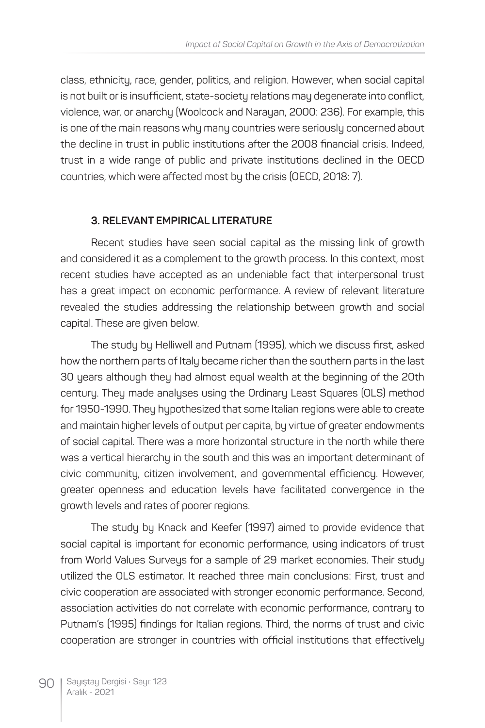class, ethnicity, race, gender, politics, and religion. However, when social capital is not built or is insufficient, state-society relations may degenerate into conflict, violence, war, or anarchy (Woolcock and Narayan, 2000: 236). For example, this is one of the main reasons why many countries were seriously concerned about the decline in trust in public institutions after the 2008 financial crisis. Indeed, trust in a wide range of public and private institutions declined in the OECD countries, which were affected most by the crisis (OECD, 2018: 7).

### 3. RELEVANT EMPIRICAL LITERATURE

Recent studies have seen social capital as the missing link of growth and considered it as a complement to the growth process. In this context, most recent studies have accepted as an undeniable fact that interpersonal trust has a great impact on economic performance. A review of relevant literature revealed the studies addressing the relationship between growth and social capital. These are given below.

The study by Helliwell and Putnam (1995), which we discuss first, asked how the northern parts of Italy became richer than the southern parts in the last 30 years although they had almost equal wealth at the beginning of the 20th century. They made analyses using the Ordinary Least Squares (OLS) method for 1950-1990. They hypothesized that some Italian regions were able to create and maintain higher levels of output per capita, by virtue of greater endowments of social capital. There was a more horizontal structure in the north while there was a vertical hierarchy in the south and this was an important determinant of civic community, citizen involvement, and governmental efficiency. However, greater openness and education levels have facilitated convergence in the growth levels and rates of poorer regions.

The study by Knack and Keefer (1997) aimed to provide evidence that social capital is important for economic performance, using indicators of trust from World Values Surveys for a sample of 29 market economies. Their study utilized the OLS estimator. It reached three main conclusions: First, trust and civic cooperation are associated with stronger economic performance. Second, association activities do not correlate with economic performance, contrary to Putnam's (1995) findings for Italian regions. Third, the norms of trust and civic cooperation are stronger in countries with official institutions that effectively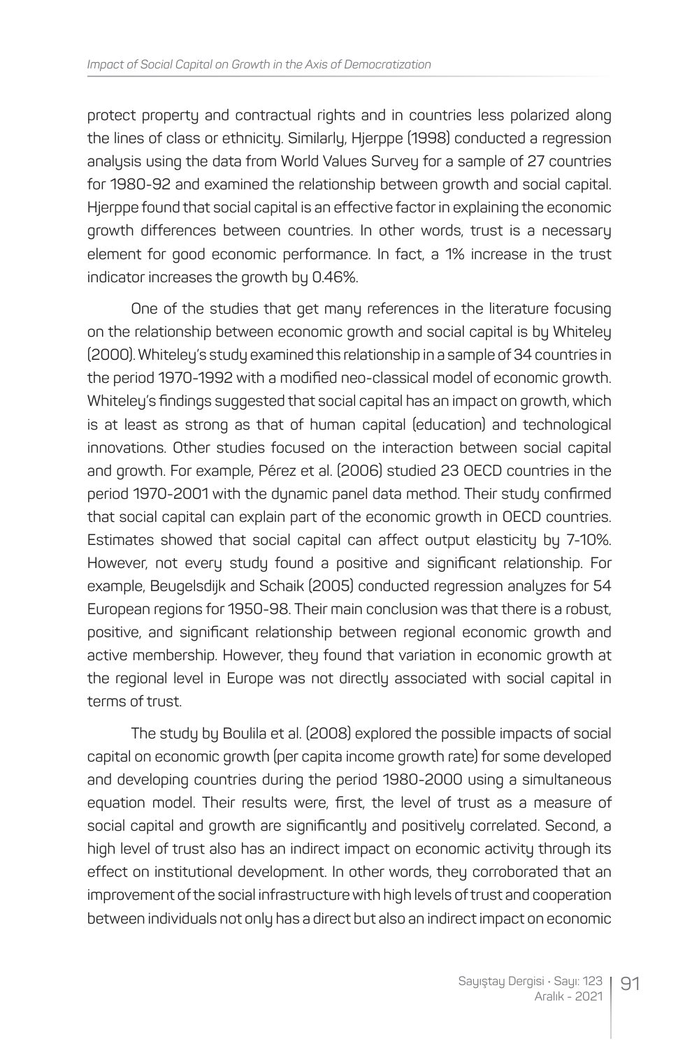protect property and contractual rights and in countries less polarized along the lines of class or ethnicity. Similarly, Hjerppe (1998) conducted a regression analysis using the data from World Values Survey for a sample of 27 countries for 1980-92 and examined the relationship between growth and social capital. Hjerppe found that social capital is an effective factor in explaining the economic growth differences between countries. In other words, trust is a necessary element for good economic performance. In fact, a 1% increase in the trust indicator increases the growth by 0.46%.

One of the studies that get many references in the literature focusing on the relationship between economic growth and social capital is by Whiteley (2000). Whiteley's study examined this relationship in a sample of 34 countries in the period 1970-1992 with a modified neo-classical model of economic growth. Whiteley's findings suggested that social capital has an impact on growth, which is at least as strong as that of human capital (education) and technological innovations. Other studies focused on the interaction between social capital and growth. For example, Pérez et al. (2006) studied 23 OECD countries in the period 1970-2001 with the dynamic panel data method. Their study confirmed that social capital can explain part of the economic growth in OECD countries. Estimates showed that social capital can affect output elasticity by 7-10%. However, not every study found a positive and significant relationship. For example, Beugelsdijk and Schaik (2005) conducted regression analyzes for 54 European regions for 1950-98. Their main conclusion was that there is a robust, positive, and significant relationship between regional economic growth and active membership. However, they found that variation in economic growth at the regional level in Europe was not directly associated with social capital in terms of trust.

The study by Boulila et al. (2008) explored the possible impacts of social capital on economic growth (per capita income growth rate) for some developed and developing countries during the period 1980-2000 using a simultaneous equation model. Their results were, first, the level of trust as a measure of social capital and growth are significantly and positively correlated. Second, a high level of trust also has an indirect impact on economic activity through its effect on institutional development. In other words, they corroborated that an improvement of the social infrastructure with high levels of trust and cooperation between individuals not only has a direct but also an indirect impact on economic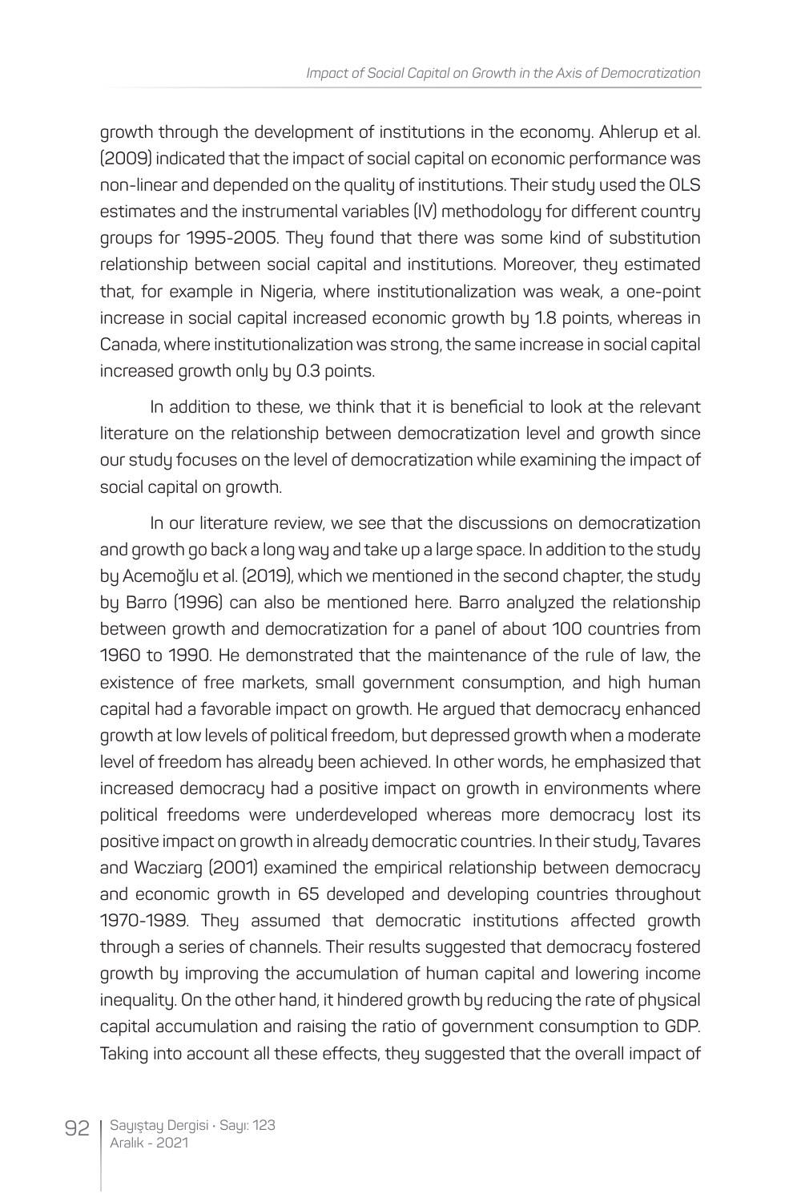growth through the development of institutions in the economy. Ahlerup et al. (2009) indicated that the impact of social capital on economic performance was non-linear and depended on the quality of institutions. Their study used the OLS estimates and the instrumental variables (IV) methodology for different country groups for 1995-2005. They found that there was some kind of substitution relationship between social capital and institutions. Moreover, they estimated that, for example in Nigeria, where institutionalization was weak, a one-point increase in social capital increased economic growth by 1.8 points, whereas in Canada, where institutionalization was strong, the same increase in social capital increased growth only by 0.3 points.

In addition to these, we think that it is beneficial to look at the relevant literature on the relationship between democratization level and growth since our study focuses on the level of democratization while examining the impact of social capital on growth.

In our literature review, we see that the discussions on democratization and growth go back a long way and take up a large space. In addition to the study by Acemoğlu et al. (2019), which we mentioned in the second chapter, the study by Barro (1996) can also be mentioned here. Barro analyzed the relationship between growth and democratization for a panel of about 100 countries from 1960 to 1990. He demonstrated that the maintenance of the rule of law, the existence of free markets, small government consumption, and high human capital had a favorable impact on growth. He argued that democracy enhanced growth at low levels of political freedom, but depressed growth when a moderate level of freedom has already been achieved. In other words, he emphasized that increased democracy had a positive impact on growth in environments where political freedoms were underdeveloped whereas more democracy lost its positive impact on growth in already democratic countries. In their study, Tavares and Wacziarg (2001) examined the empirical relationship between democracy and economic growth in 65 developed and developing countries throughout 1970-1989. They assumed that democratic institutions affected growth through a series of channels. Their results suggested that democracy fostered growth by improving the accumulation of human capital and lowering income inequality. On the other hand, it hindered growth by reducing the rate of physical capital accumulation and raising the ratio of government consumption to GDP. Taking into account all these effects, they suggested that the overall impact of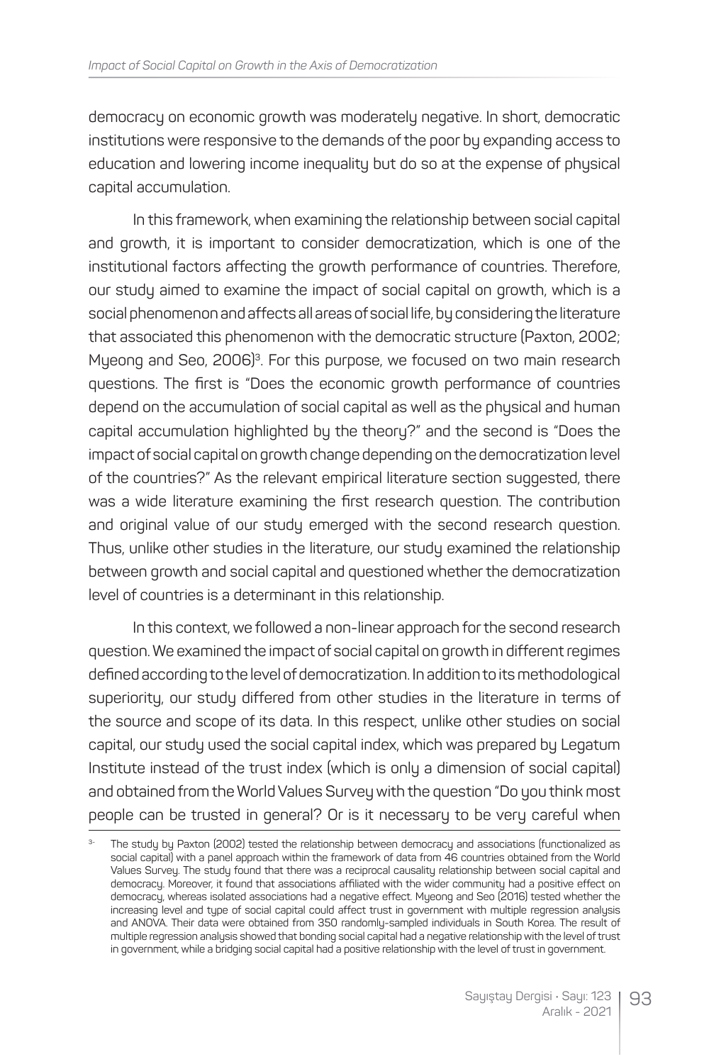democracy on economic growth was moderately negative. In short, democratic institutions were responsive to the demands of the poor by expanding access to education and lowering income inequality but do so at the expense of physical capital accumulation.

In this framework, when examining the relationship between social capital and growth, it is important to consider democratization, which is one of the institutional factors affecting the growth performance of countries. Therefore, our study aimed to examine the impact of social capital on growth, which is a social phenomenon and affects all areas of social life, by considering the literature that associated this phenomenon with the democratic structure (Paxton, 2002; Myeong and Seo, 2006)[3]. For this purpose, we focused on two main research questions. The first is "Does the economic growth performance of countries depend on the accumulation of social capital as well as the physical and human capital accumulation highlighted by the theory?" and the second is "Does the impact of social capital on growth change depending on the democratization level of the countries?" As the relevant empirical literature section suggested, there was a wide literature examining the first research question. The contribution and original value of our study emerged with the second research question. Thus, unlike other studies in the literature, our study examined the relationship between growth and social capital and questioned whether the democratization level of countries is a determinant in this relationship.

In this context, we followed a non-linear approach for the second research question. We examined the impact of social capital on growth in different regimes defined according to the level of democratization. In addition to its methodological superiority, our study differed from other studies in the literature in terms of the source and scope of its data. In this respect, unlike other studies on social capital, our study used the social capital index, which was prepared by Legatum Institute instead of the trust index (which is only a dimension of social capital) and obtained from the World Values Survey with the question "Do you think most people can be trusted in general? Or is it necessary to be very careful when

---

[3] The study by Paxton (2002) tested the relationship between democracy and associations (functionalized as social capital) with a panel approach within the framework of data from 46 countries obtained from the World Values Survey. The study found that there was a reciprocal causality relationship between social capital and democracy. Moreover, it found that associations affiliated with the wider community had a positive effect on democracy, whereas isolated associations had a negative effect. Myeong and Seo (2016) tested whether the increasing level and type of social capital could affect trust in government with multiple regression analysis and ANOVA. Their data were obtained from 350 randomly-sampled individuals in South Korea. The result of multiple regression analysis showed that bonding social capital had a negative relationship with the level of trust in government, while a bridging social capital had a positive relationship with the level of trust in government.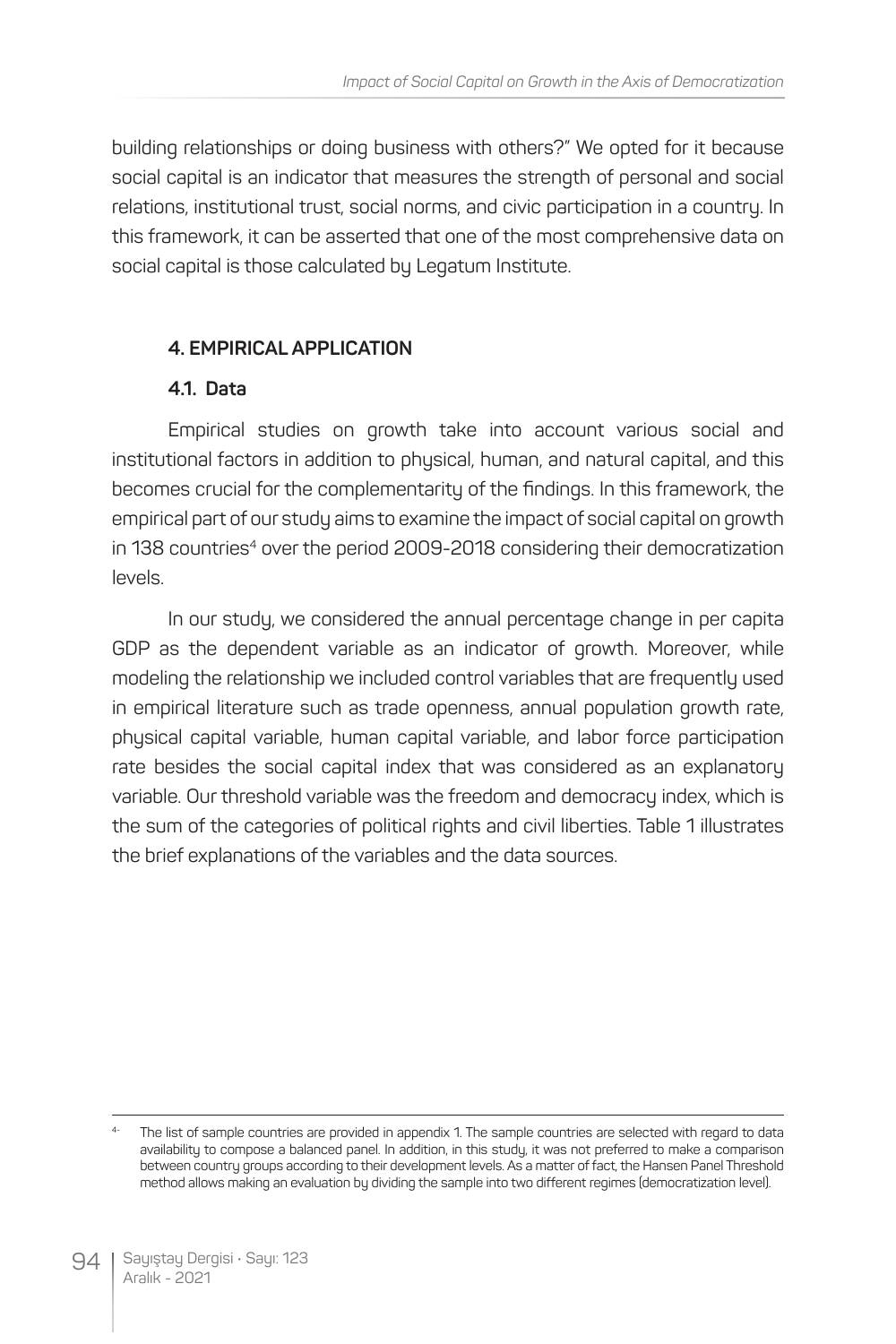building relationships or doing business with others?" We opted for it because social capital is an indicator that measures the strength of personal and social relations, institutional trust, social norms, and civic participation in a country. In this framework, it can be asserted that one of the most comprehensive data on social capital is those calculated by Legatum Institute.

## 4. EMPIRICAL APPLICATION

### 4.1. Data

Empirical studies on growth take into account various social and institutional factors in addition to physical, human, and natural capital, and this becomes crucial for the complementarity of the findings. In this framework, the empirical part of our study aims to examine the impact of social capital on growth in 138 countries[4] over the period 2009-2018 considering their democratization levels.

In our study, we considered the annual percentage change in per capita GDP as the dependent variable as an indicator of growth. Moreover, while modeling the relationship we included control variables that are frequently used in empirical literature such as trade openness, annual population growth rate, physical capital variable, human capital variable, and labor force participation rate besides the social capital index that was considered as an explanatory variable. Our threshold variable was the freedom and democracy index, which is the sum of the categories of political rights and civil liberties. Table 1 illustrates the brief explanations of the variables and the data sources.

---

4- The list of sample countries are provided in appendix 1. The sample countries are selected with regard to data availability to compose a balanced panel. In addition, in this study, it was not preferred to make a comparison between country groups according to their development levels. As a matter of fact, the Hansen Panel Threshold method allows making an evaluation by dividing the sample into two different regimes (democratization level).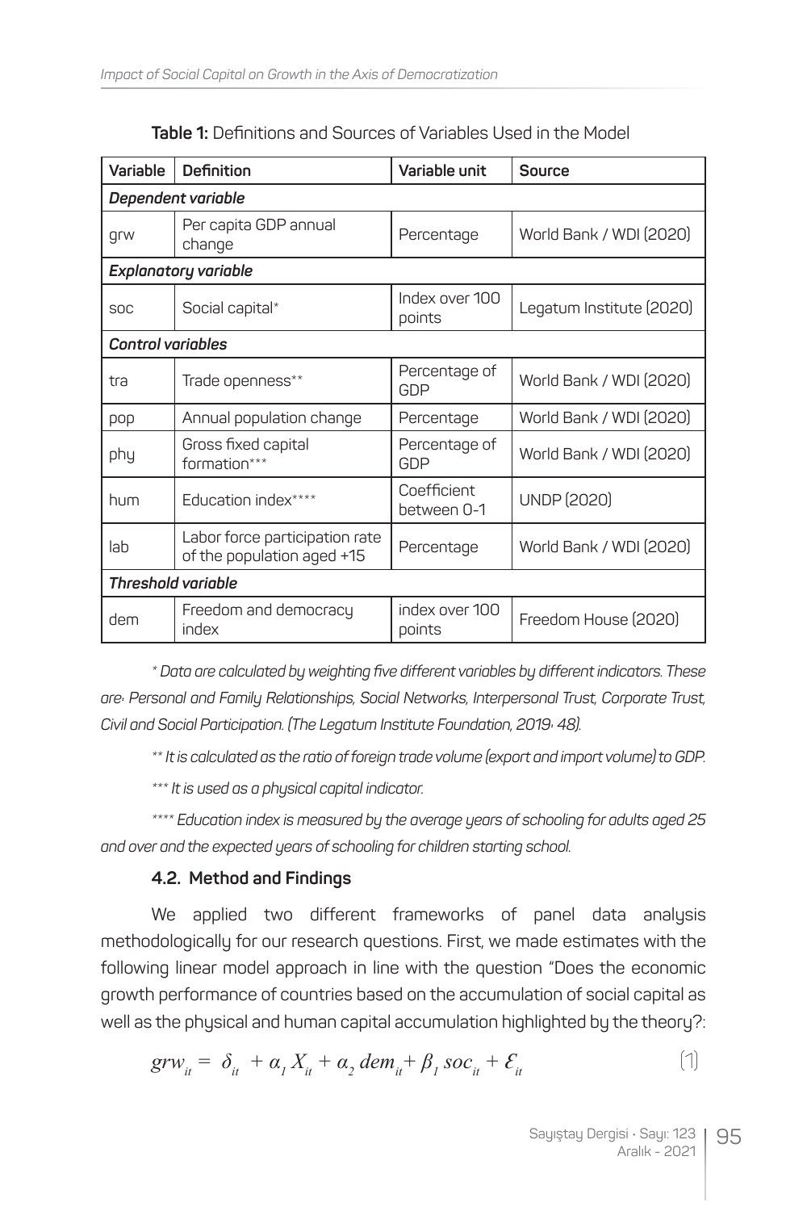**Table 1:** Definitions and Sources of Variables Used in the Model

| Variable | Definition | Variable unit | Source |
|---|---|---|---|
| ***Dependent variable*** | | | |
| grw | Per capita GDP annual change | Percentage | World Bank / WDI (2020) |
| ***Explanatory variable*** | | | |
| soc | Social capital* | Index over 100 points | Legatum Institute (2020) |
| ***Control variables*** | | | |
| tra | Trade openness** | Percentage of GDP | World Bank / WDI (2020) |
| pop | Annual population change | Percentage | World Bank / WDI (2020) |
| phy | Gross fixed capital formation*** | Percentage of GDP | World Bank / WDI (2020) |
| hum | Education index**** | Coefficient between 0-1 | UNDP (2020) |
| lab | Labor force participation rate of the population aged +15 | Percentage | World Bank / WDI (2020) |
| ***Threshold variable*** | | | |
| dem | Freedom and democracy index | index over 100 points | Freedom House (2020) |

*\* Data are calculated by weighting five different variables by different indicators. These are: Personal and Family Relationships, Social Networks, Interpersonal Trust, Corporate Trust, Civil and Social Participation. (The Legatum Institute Foundation, 2019: 48).*

*\*\* It is calculated as the ratio of foreign trade volume (export and import volume) to GDP.*

*\*\*\* It is used as a physical capital indicator.*

*\*\*\*\* Education index is measured by the average years of schooling for adults aged 25 and over and the expected years of schooling for children starting school.*

### 4.2. Method and Findings

We applied two different frameworks of panel data analysis methodologically for our research questions. First, we made estimates with the following linear model approach in line with the question "Does the economic growth performance of countries based on the accumulation of social capital as well as the physical and human capital accumulation highlighted by the theory?:

$$grw_{it} = \delta_{it} + \alpha_1 X_{it} + \alpha_2 \, dem_{it} + \beta_1 \, soc_{it} + \varepsilon_{it} \tag{1}$$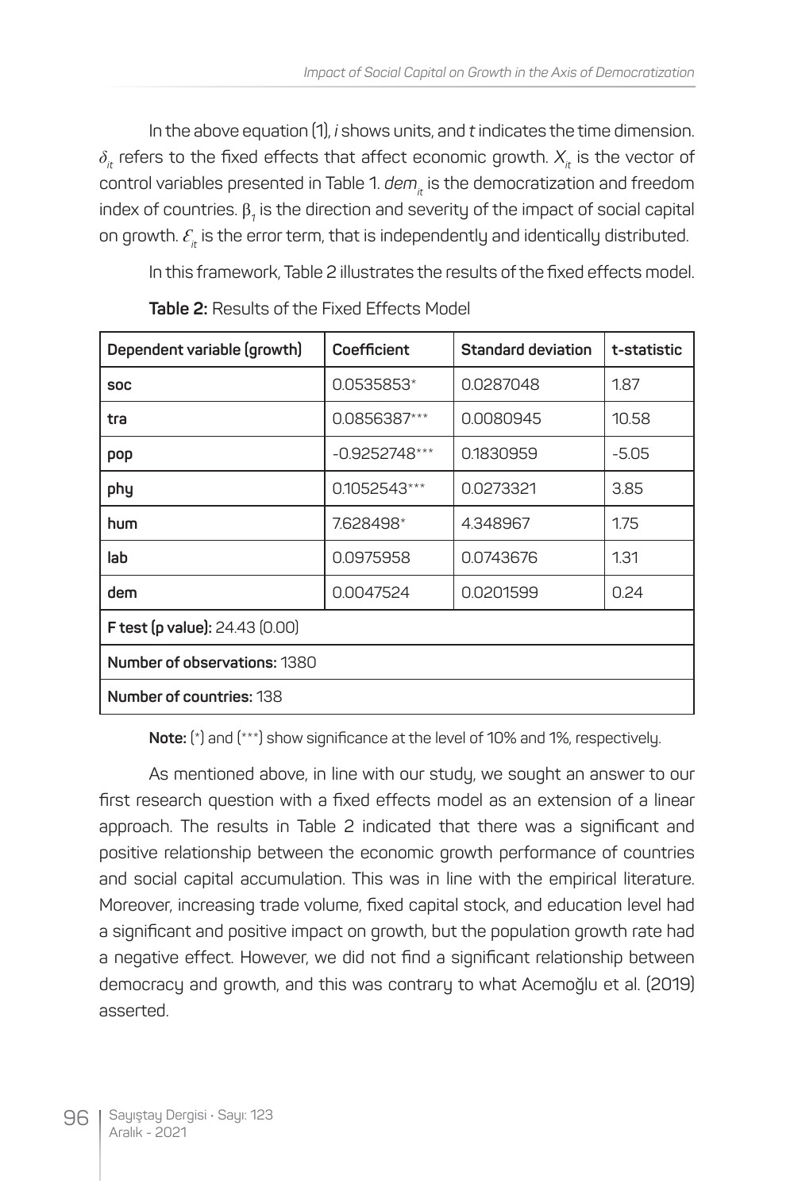In the above equation (1), *i* shows units, and *t* indicates the time dimension. $\delta_{it}$ refers to the fixed effects that affect economic growth. $X_{it}$ is the vector of control variables presented in Table 1. $dem_{it}$ is the democratization and freedom index of countries. $\beta_1$ is the direction and severity of the impact of social capital on growth. $\varepsilon_{it}$ is the error term, that is independently and identically distributed.

In this framework, Table 2 illustrates the results of the fixed effects model.

**Table 2:** Results of the Fixed Effects Model

| Dependent variable (growth) | Coefficient | Standard deviation | t-statistic |
|---|---|---|---|
| **soc** | 0.0535853* | 0.0287048 | 1.87 |
| **tra** | 0.0856387*** | 0.0080945 | 10.58 |
| **pop** | -0.9252748*** | 0.1830959 | -5.05 |
| **phy** | 0.1052543*** | 0.0273321 | 3.85 |
| **hum** | 7.628498* | 4.348967 | 1.75 |
| **lab** | 0.0975958 | 0.0743676 | 1.31 |
| **dem** | 0.0047524 | 0.0201599 | 0.24 |
| **F test (p value):** 24.43 (0.00) | | | |
| **Number of observations:** 1380 | | | |
| **Number of countries:** 138 | | | |

**Note:** (*) and (***) show significance at the level of 10% and 1%, respectively.

As mentioned above, in line with our study, we sought an answer to our first research question with a fixed effects model as an extension of a linear approach. The results in Table 2 indicated that there was a significant and positive relationship between the economic growth performance of countries and social capital accumulation. This was in line with the empirical literature. Moreover, increasing trade volume, fixed capital stock, and education level had a significant and positive impact on growth, but the population growth rate had a negative effect. However, we did not find a significant relationship between democracy and growth, and this was contrary to what Acemoğlu et al. (2019) asserted.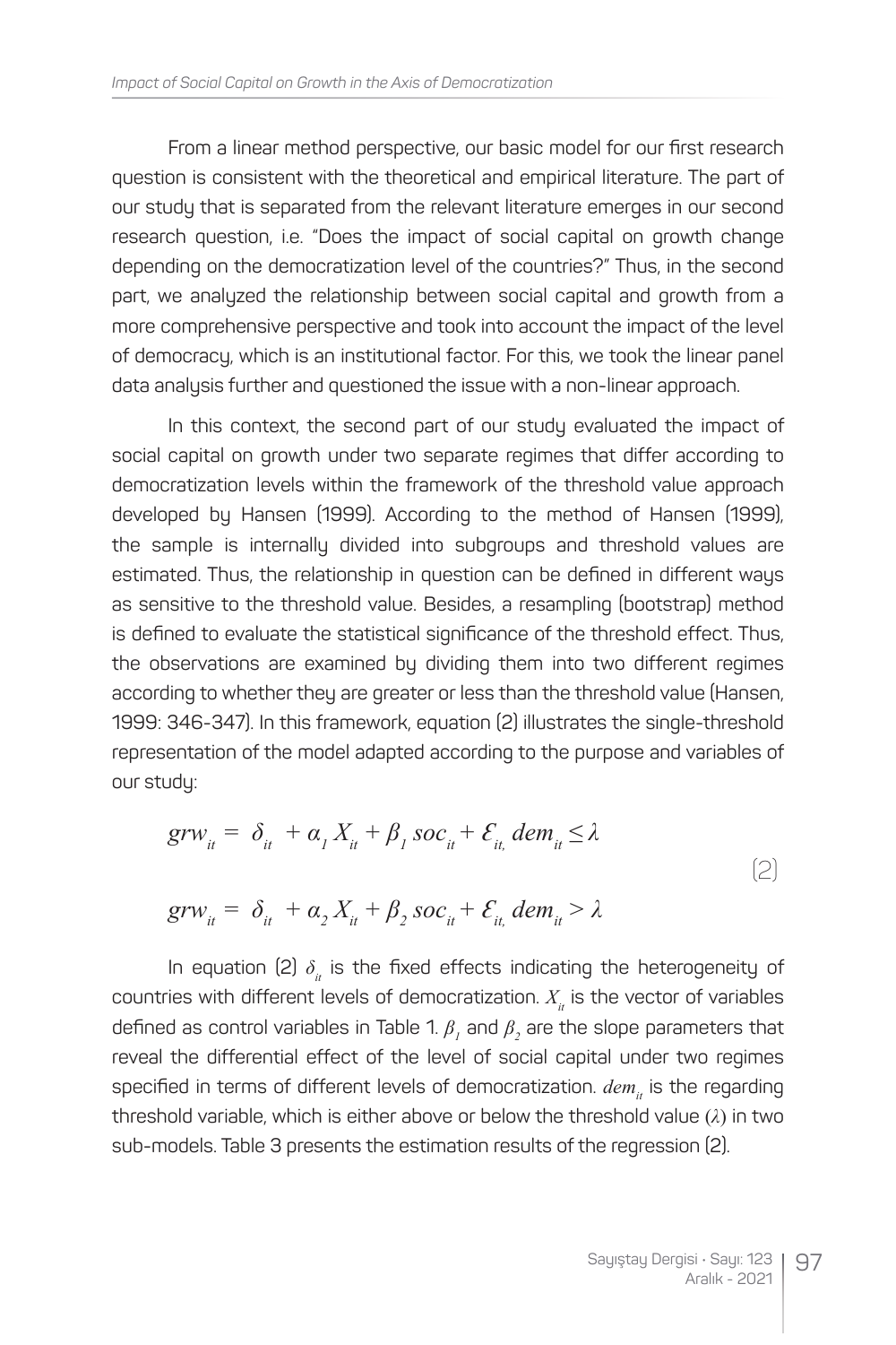From a linear method perspective, our basic model for our first research question is consistent with the theoretical and empirical literature. The part of our study that is separated from the relevant literature emerges in our second research question, i.e. "Does the impact of social capital on growth change depending on the democratization level of the countries?" Thus, in the second part, we analyzed the relationship between social capital and growth from a more comprehensive perspective and took into account the impact of the level of democracy, which is an institutional factor. For this, we took the linear panel data analysis further and questioned the issue with a non-linear approach.

In this context, the second part of our study evaluated the impact of social capital on growth under two separate regimes that differ according to democratization levels within the framework of the threshold value approach developed by Hansen (1999). According to the method of Hansen (1999), the sample is internally divided into subgroups and threshold values are estimated. Thus, the relationship in question can be defined in different ways as sensitive to the threshold value. Besides, a resampling (bootstrap) method is defined to evaluate the statistical significance of the threshold effect. Thus, the observations are examined by dividing them into two different regimes according to whether they are greater or less than the threshold value (Hansen, 1999: 346-347). In this framework, equation (2) illustrates the single-threshold representation of the model adapted according to the purpose and variables of our study:

$$grw_{it} = \delta_{it} + \alpha_1 X_{it} + \beta_1 soc_{it} + \varepsilon_{it,}\ dem_{it} \leq \lambda$$

$$grw_{it} = \delta_{it} + \alpha_2 X_{it} + \beta_2 soc_{it} + \varepsilon_{it,}\ dem_{it} > \lambda \tag{2}$$

In equation (2) $\delta_{it}$ is the fixed effects indicating the heterogeneity of countries with different levels of democratization. $X_{it}$ is the vector of variables defined as control variables in Table 1. $\beta_1$ and $\beta_2$ are the slope parameters that reveal the differential effect of the level of social capital under two regimes specified in terms of different levels of democratization. $dem_{it}$ is the regarding threshold variable, which is either above or below the threshold value ($\lambda$) in two sub-models. Table 3 presents the estimation results of the regression (2).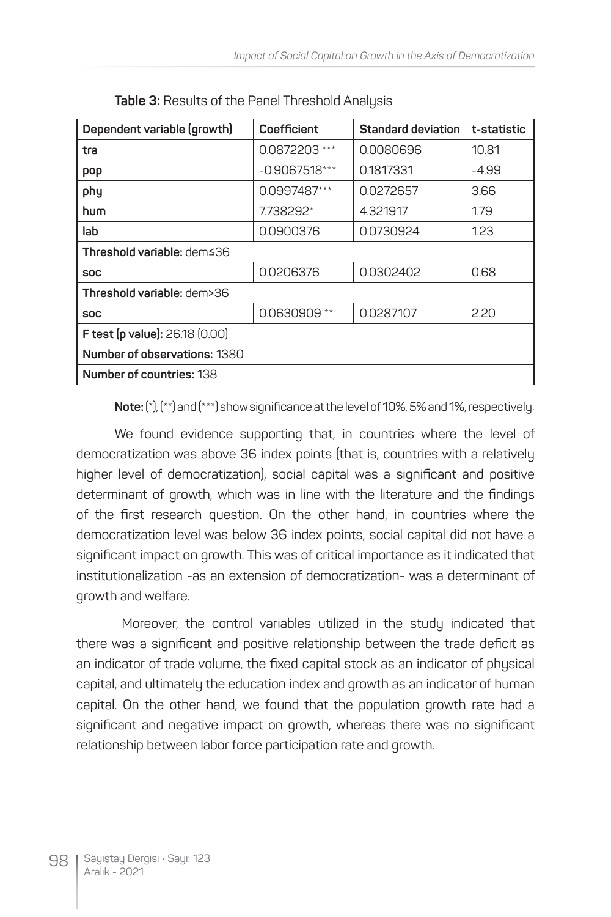**Table 3:** Results of the Panel Threshold Analysis

| Dependent variable (growth) | Coefficient | Standard deviation | t-statistic |
|---|---|---|---|
| **tra** | 0.0872203 *** | 0.0080696 | 10.81 |
| **pop** | -0.9067518*** | 0.1817331 | -4.99 |
| **phy** | 0.0997487*** | 0.0272657 | 3.66 |
| **hum** | 7.738292* | 4.321917 | 1.79 |
| **lab** | 0.0900376 | 0.0730924 | 1.23 |
| **Threshold variable:** dem≤36 | | | |
| **soc** | 0.0206376 | 0.0302402 | 0.68 |
| **Threshold variable:** dem>36 | | | |
| **soc** | 0.0630909 ** | 0.0287107 | 2.20 |
| **F test (p value):** 26.18 (0.00) | | | |
| **Number of observations:** 1380 | | | |
| **Number of countries:** 138 | | | |

**Note:** (*), (**) and (***) show significance at the level of 10%, 5% and 1%, respectively.

We found evidence supporting that, in countries where the level of democratization was above 36 index points (that is, countries with a relatively higher level of democratization), social capital was a significant and positive determinant of growth, which was in line with the literature and the findings of the first research question. On the other hand, in countries where the democratization level was below 36 index points, social capital did not have a significant impact on growth. This was of critical importance as it indicated that institutionalization -as an extension of democratization- was a determinant of growth and welfare.

Moreover, the control variables utilized in the study indicated that there was a significant and positive relationship between the trade deficit as an indicator of trade volume, the fixed capital stock as an indicator of physical capital, and ultimately the education index and growth as an indicator of human capital. On the other hand, we found that the population growth rate had a significant and negative impact on growth, whereas there was no significant relationship between labor force participation rate and growth.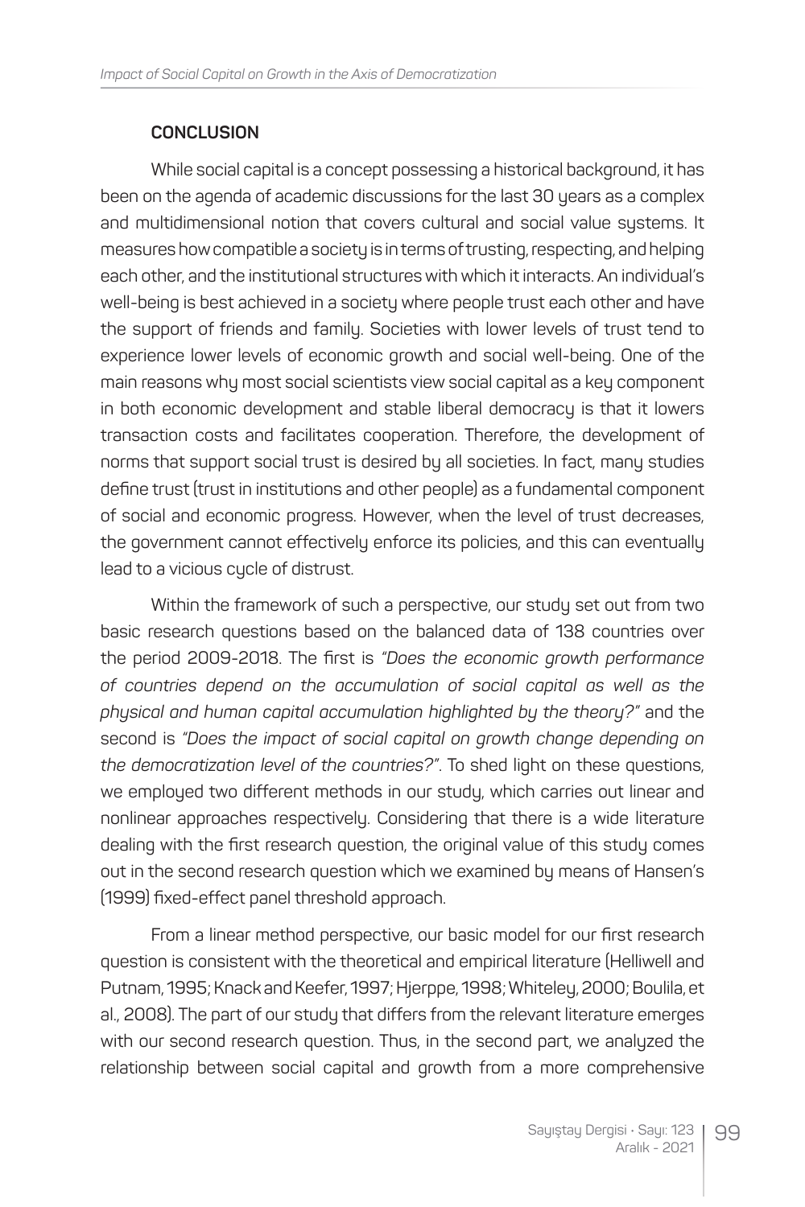## CONCLUSION

While social capital is a concept possessing a historical background, it has been on the agenda of academic discussions for the last 30 years as a complex and multidimensional notion that covers cultural and social value systems. It measures how compatible a society is in terms of trusting, respecting, and helping each other, and the institutional structures with which it interacts. An individual's well-being is best achieved in a society where people trust each other and have the support of friends and family. Societies with lower levels of trust tend to experience lower levels of economic growth and social well-being. One of the main reasons why most social scientists view social capital as a key component in both economic development and stable liberal democracy is that it lowers transaction costs and facilitates cooperation. Therefore, the development of norms that support social trust is desired by all societies. In fact, many studies define trust (trust in institutions and other people) as a fundamental component of social and economic progress. However, when the level of trust decreases, the government cannot effectively enforce its policies, and this can eventually lead to a vicious cycle of distrust.

Within the framework of such a perspective, our study set out from two basic research questions based on the balanced data of 138 countries over the period 2009-2018. The first is *"Does the economic growth performance of countries depend on the accumulation of social capital as well as the physical and human capital accumulation highlighted by the theory?"* and the second is *"Does the impact of social capital on growth change depending on the democratization level of the countries?"*. To shed light on these questions, we employed two different methods in our study, which carries out linear and nonlinear approaches respectively. Considering that there is a wide literature dealing with the first research question, the original value of this study comes out in the second research question which we examined by means of Hansen's (1999) fixed-effect panel threshold approach.

From a linear method perspective, our basic model for our first research question is consistent with the theoretical and empirical literature (Helliwell and Putnam, 1995; Knack and Keefer, 1997; Hjerppe, 1998; Whiteley, 2000; Boulila, et al., 2008). The part of our study that differs from the relevant literature emerges with our second research question. Thus, in the second part, we analyzed the relationship between social capital and growth from a more comprehensive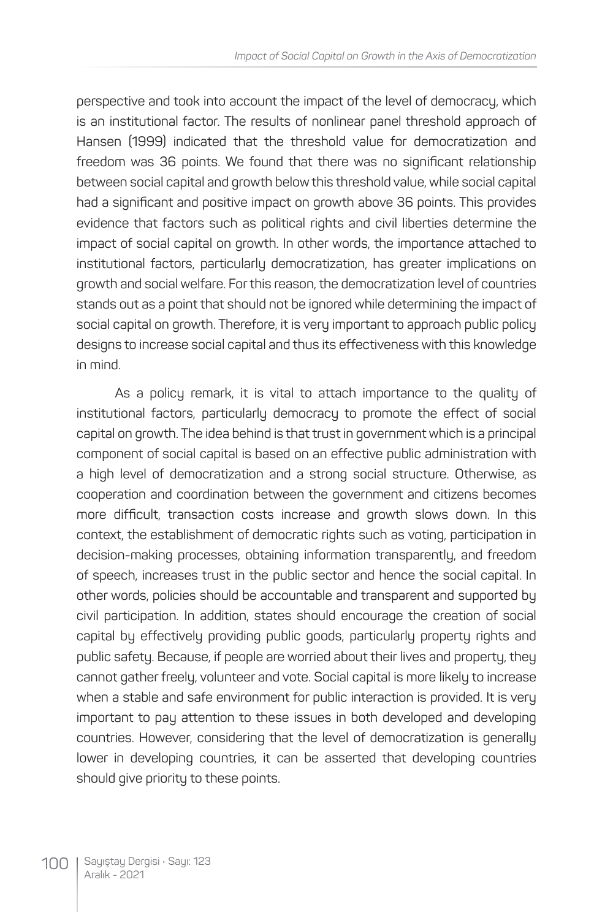perspective and took into account the impact of the level of democracy, which is an institutional factor. The results of nonlinear panel threshold approach of Hansen (1999) indicated that the threshold value for democratization and freedom was 36 points. We found that there was no significant relationship between social capital and growth below this threshold value, while social capital had a significant and positive impact on growth above 36 points. This provides evidence that factors such as political rights and civil liberties determine the impact of social capital on growth. In other words, the importance attached to institutional factors, particularly democratization, has greater implications on growth and social welfare. For this reason, the democratization level of countries stands out as a point that should not be ignored while determining the impact of social capital on growth. Therefore, it is very important to approach public policy designs to increase social capital and thus its effectiveness with this knowledge in mind.

As a policy remark, it is vital to attach importance to the quality of institutional factors, particularly democracy to promote the effect of social capital on growth. The idea behind is that trust in government which is a principal component of social capital is based on an effective public administration with a high level of democratization and a strong social structure. Otherwise, as cooperation and coordination between the government and citizens becomes more difficult, transaction costs increase and growth slows down. In this context, the establishment of democratic rights such as voting, participation in decision-making processes, obtaining information transparently, and freedom of speech, increases trust in the public sector and hence the social capital. In other words, policies should be accountable and transparent and supported by civil participation. In addition, states should encourage the creation of social capital by effectively providing public goods, particularly property rights and public safety. Because, if people are worried about their lives and property, they cannot gather freely, volunteer and vote. Social capital is more likely to increase when a stable and safe environment for public interaction is provided. It is very important to pay attention to these issues in both developed and developing countries. However, considering that the level of democratization is generally lower in developing countries, it can be asserted that developing countries should give priority to these points.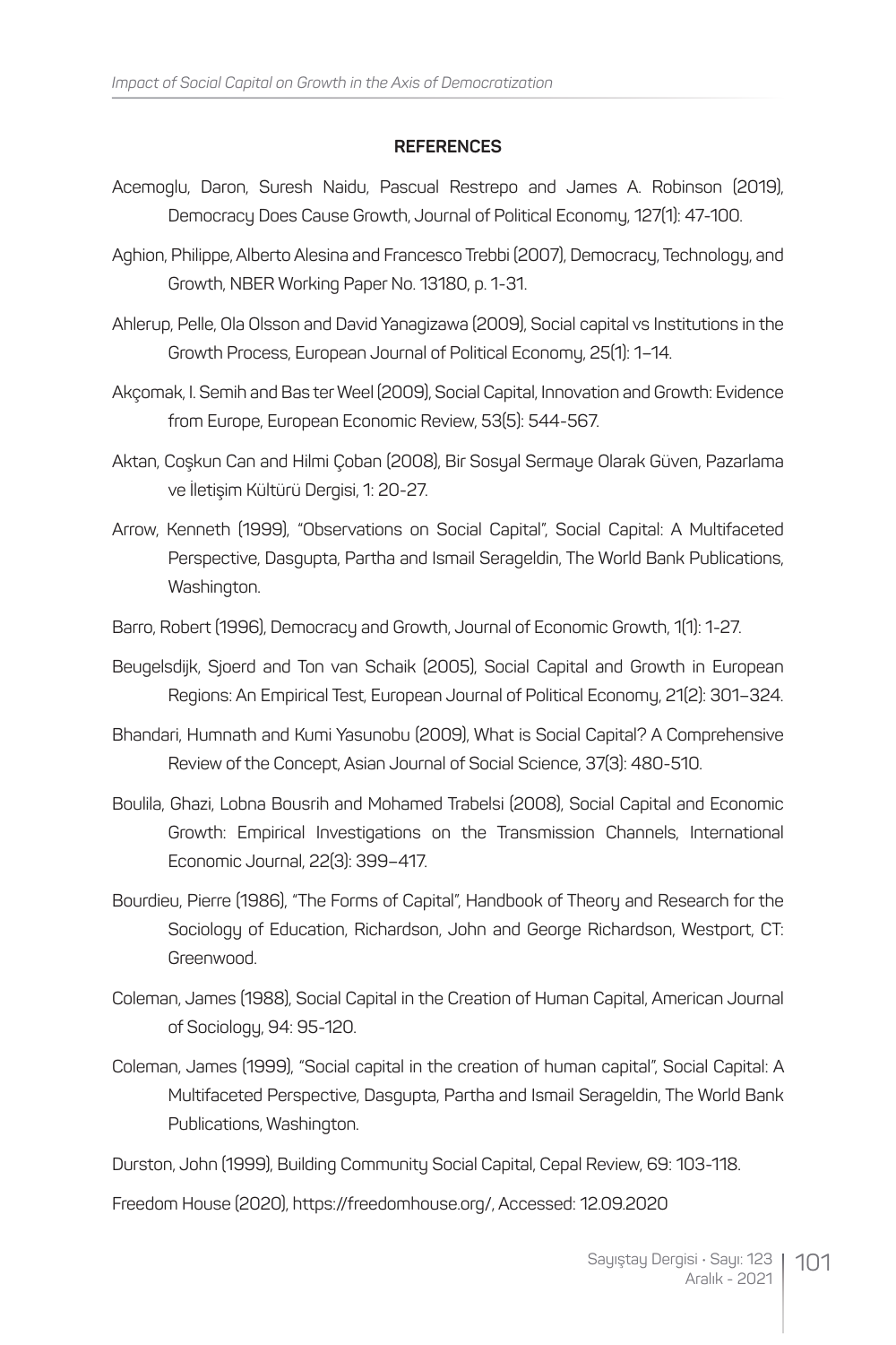**REFERENCES**

Acemoglu, Daron, Suresh Naidu, Pascual Restrepo and James A. Robinson (2019), Democracy Does Cause Growth, Journal of Political Economy, 127(1): 47-100.

Aghion, Philippe, Alberto Alesina and Francesco Trebbi (2007), Democracy, Technology, and Growth, NBER Working Paper No. 13180, p. 1-31.

Ahlerup, Pelle, Ola Olsson and David Yanagizawa (2009), Social capital vs Institutions in the Growth Process, European Journal of Political Economy, 25(1): 1–14.

Akçomak, I. Semih and Bas ter Weel (2009), Social Capital, Innovation and Growth: Evidence from Europe, European Economic Review, 53(5): 544-567.

Aktan, Coşkun Can and Hilmi Çoban (2008), Bir Sosyal Sermaye Olarak Güven, Pazarlama ve İletişim Kültürü Dergisi, 1: 20-27.

Arrow, Kenneth (1999), "Observations on Social Capital", Social Capital: A Multifaceted Perspective, Dasgupta, Partha and Ismail Serageldin, The World Bank Publications, Washington.

Barro, Robert (1996), Democracy and Growth, Journal of Economic Growth, 1(1): 1-27.

Beugelsdijk, Sjoerd and Ton van Schaik (2005), Social Capital and Growth in European Regions: An Empirical Test, European Journal of Political Economy, 21(2): 301–324.

Bhandari, Humnath and Kumi Yasunobu (2009), What is Social Capital? A Comprehensive Review of the Concept, Asian Journal of Social Science, 37(3): 480-510.

Boulila, Ghazi, Lobna Bousrih and Mohamed Trabelsi (2008), Social Capital and Economic Growth: Empirical Investigations on the Transmission Channels, International Economic Journal, 22(3): 399–417.

Bourdieu, Pierre (1986), "The Forms of Capital", Handbook of Theory and Research for the Sociology of Education, Richardson, John and George Richardson, Westport, CT: Greenwood.

Coleman, James (1988), Social Capital in the Creation of Human Capital, American Journal of Sociology, 94: 95-120.

Coleman, James (1999), "Social capital in the creation of human capital", Social Capital: A Multifaceted Perspective, Dasgupta, Partha and Ismail Serageldin, The World Bank Publications, Washington.

Durston, John (1999), Building Community Social Capital, Cepal Review, 69: 103-118.

Freedom House (2020), https://freedomhouse.org/, Accessed: 12.09.2020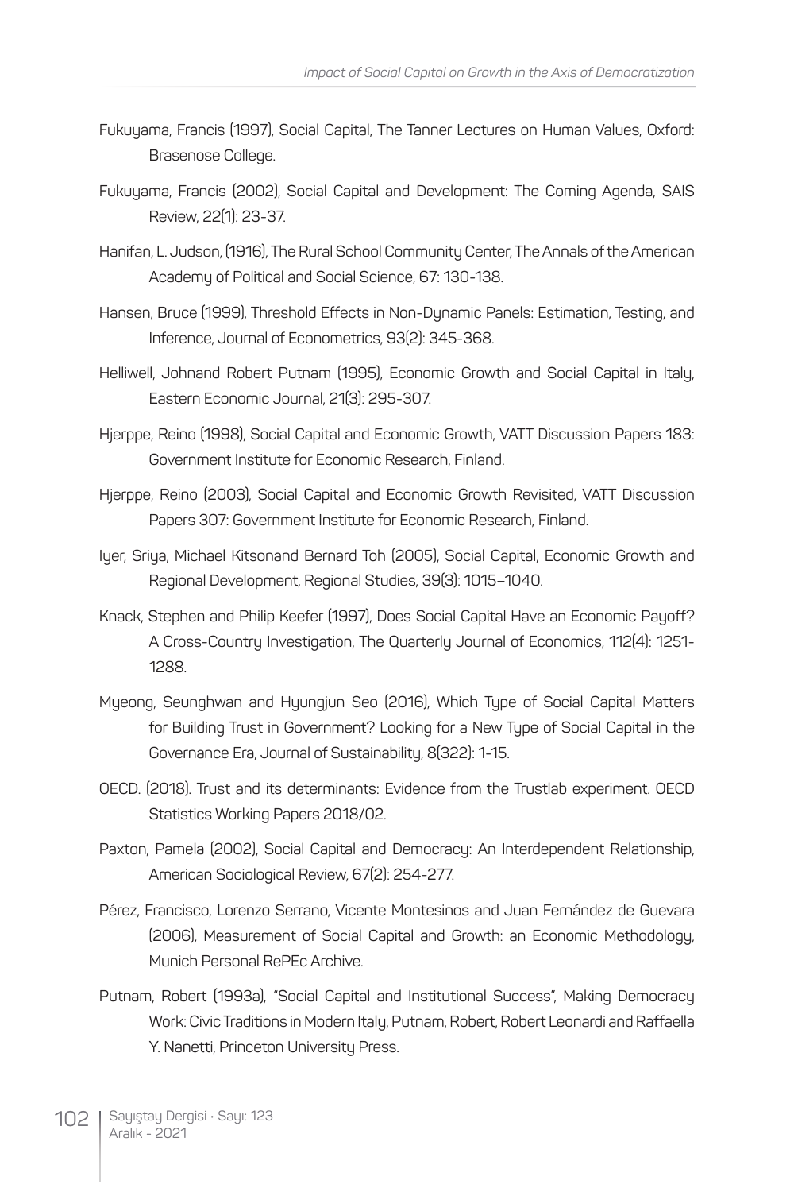Fukuyama, Francis (1997), Social Capital, The Tanner Lectures on Human Values, Oxford: Brasenose College.

Fukuyama, Francis (2002), Social Capital and Development: The Coming Agenda, SAIS Review, 22(1): 23-37.

Hanifan, L. Judson, (1916), The Rural School Community Center, The Annals of the American Academy of Political and Social Science, 67: 130-138.

Hansen, Bruce (1999), Threshold Effects in Non-Dynamic Panels: Estimation, Testing, and Inference, Journal of Econometrics, 93(2): 345-368.

Helliwell, Johnand Robert Putnam (1995), Economic Growth and Social Capital in Italy, Eastern Economic Journal, 21(3): 295-307.

Hjerppe, Reino (1998), Social Capital and Economic Growth, VATT Discussion Papers 183: Government Institute for Economic Research, Finland.

Hjerppe, Reino (2003), Social Capital and Economic Growth Revisited, VATT Discussion Papers 307: Government Institute for Economic Research, Finland.

Iyer, Sriya, Michael Kitsonand Bernard Toh (2005), Social Capital, Economic Growth and Regional Development, Regional Studies, 39(3): 1015–1040.

Knack, Stephen and Philip Keefer (1997), Does Social Capital Have an Economic Payoff? A Cross-Country Investigation, The Quarterly Journal of Economics, 112(4): 1251-1288.

Myeong, Seunghwan and Hyungjun Seo (2016), Which Type of Social Capital Matters for Building Trust in Government? Looking for a New Type of Social Capital in the Governance Era, Journal of Sustainability, 8(322): 1-15.

OECD. (2018). Trust and its determinants: Evidence from the Trustlab experiment. OECD Statistics Working Papers 2018/02.

Paxton, Pamela (2002), Social Capital and Democracy: An Interdependent Relationship, American Sociological Review, 67(2): 254-277.

Pérez, Francisco, Lorenzo Serrano, Vicente Montesinos and Juan Fernández de Guevara (2006), Measurement of Social Capital and Growth: an Economic Methodology, Munich Personal RePEc Archive.

Putnam, Robert (1993a), "Social Capital and Institutional Success", Making Democracy Work: Civic Traditions in Modern Italy, Putnam, Robert, Robert Leonardi and Raffaella Y. Nanetti, Princeton University Press.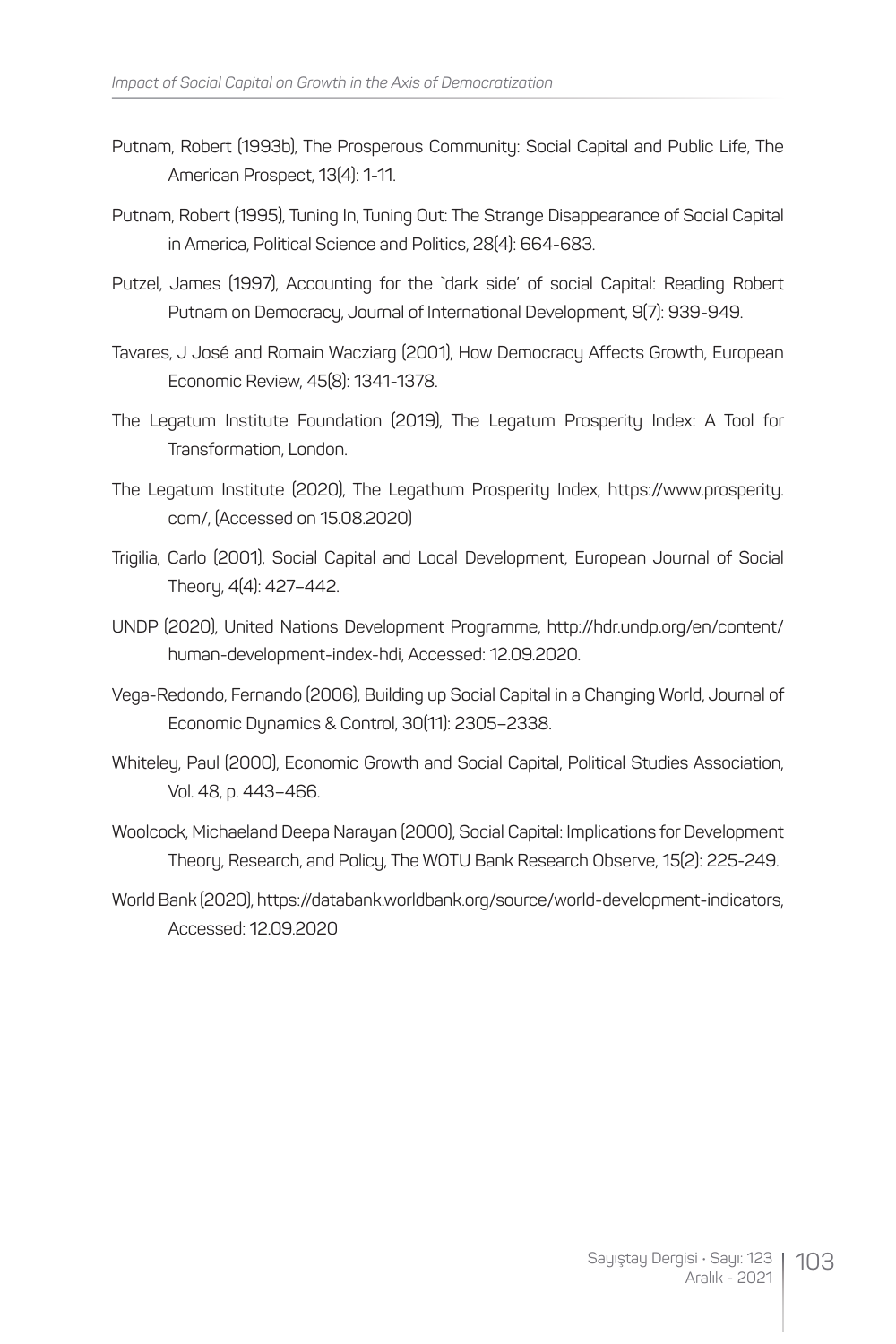Putnam, Robert (1993b), The Prosperous Community: Social Capital and Public Life, The American Prospect, 13(4): 1-11.

Putnam, Robert (1995), Tuning In, Tuning Out: The Strange Disappearance of Social Capital in America, Political Science and Politics, 28(4): 664-683.

Putzel, James (1997), Accounting for the `dark side' of social Capital: Reading Robert Putnam on Democracy, Journal of International Development, 9(7): 939-949.

Tavares, J José and Romain Wacziarg (2001), How Democracy Affects Growth, European Economic Review, 45(8): 1341-1378.

The Legatum Institute Foundation (2019), The Legatum Prosperity Index: A Tool for Transformation, London.

The Legatum Institute (2020), The Legathum Prosperity Index, https://www.prosperity.com/, (Accessed on 15.08.2020)

Trigilia, Carlo (2001), Social Capital and Local Development, European Journal of Social Theory, 4(4): 427–442.

UNDP (2020), United Nations Development Programme, http://hdr.undp.org/en/content/human-development-index-hdi, Accessed: 12.09.2020.

Vega-Redondo, Fernando (2006), Building up Social Capital in a Changing World, Journal of Economic Dynamics & Control, 30(11): 2305–2338.

Whiteley, Paul (2000), Economic Growth and Social Capital, Political Studies Association, Vol. 48, p. 443–466.

Woolcock, Michaeland Deepa Narayan (2000), Social Capital: Implications for Development Theory, Research, and Policy, The WOTU Bank Research Observe, 15(2): 225-249.

World Bank (2020), https://databank.worldbank.org/source/world-development-indicators, Accessed: 12.09.2020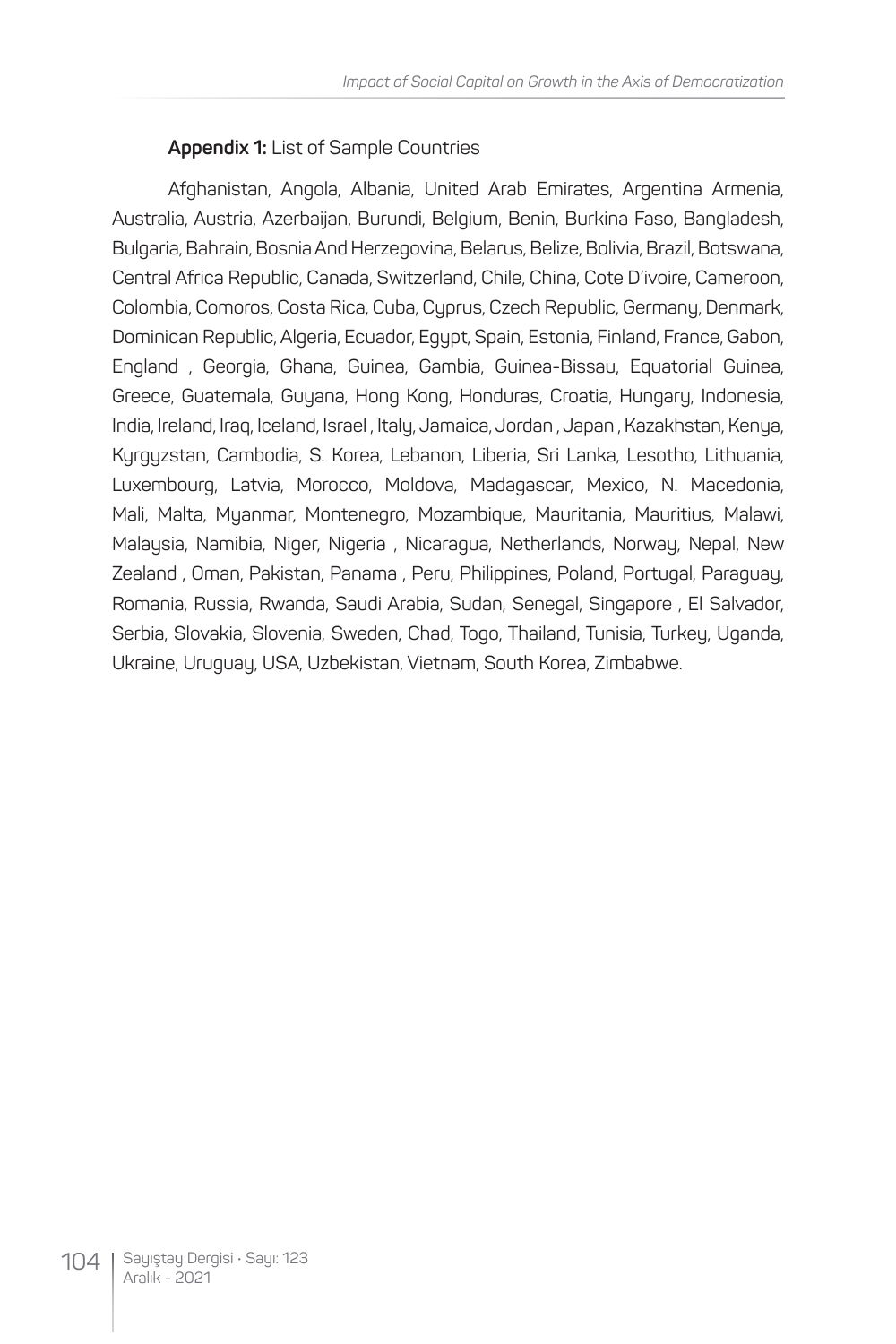**Appendix 1:** List of Sample Countries

Afghanistan, Angola, Albania, United Arab Emirates, Argentina Armenia, Australia, Austria, Azerbaijan, Burundi, Belgium, Benin, Burkina Faso, Bangladesh, Bulgaria, Bahrain, Bosnia And Herzegovina, Belarus, Belize, Bolivia, Brazil, Botswana, Central Africa Republic, Canada, Switzerland, Chile, China, Cote D'ivoire, Cameroon, Colombia, Comoros, Costa Rica, Cuba, Cyprus, Czech Republic, Germany, Denmark, Dominican Republic, Algeria, Ecuador, Egypt, Spain, Estonia, Finland, France, Gabon, England , Georgia, Ghana, Guinea, Gambia, Guinea-Bissau, Equatorial Guinea, Greece, Guatemala, Guyana, Hong Kong, Honduras, Croatia, Hungary, Indonesia, India, Ireland, Iraq, Iceland, Israel , Italy, Jamaica, Jordan , Japan , Kazakhstan, Kenya, Kyrgyzstan, Cambodia, S. Korea, Lebanon, Liberia, Sri Lanka, Lesotho, Lithuania, Luxembourg, Latvia, Morocco, Moldova, Madagascar, Mexico, N. Macedonia, Mali, Malta, Myanmar, Montenegro, Mozambique, Mauritania, Mauritius, Malawi, Malaysia, Namibia, Niger, Nigeria , Nicaragua, Netherlands, Norway, Nepal, New Zealand , Oman, Pakistan, Panama , Peru, Philippines, Poland, Portugal, Paraguay, Romania, Russia, Rwanda, Saudi Arabia, Sudan, Senegal, Singapore , El Salvador, Serbia, Slovakia, Slovenia, Sweden, Chad, Togo, Thailand, Tunisia, Turkey, Uganda, Ukraine, Uruguay, USA, Uzbekistan, Vietnam, South Korea, Zimbabwe.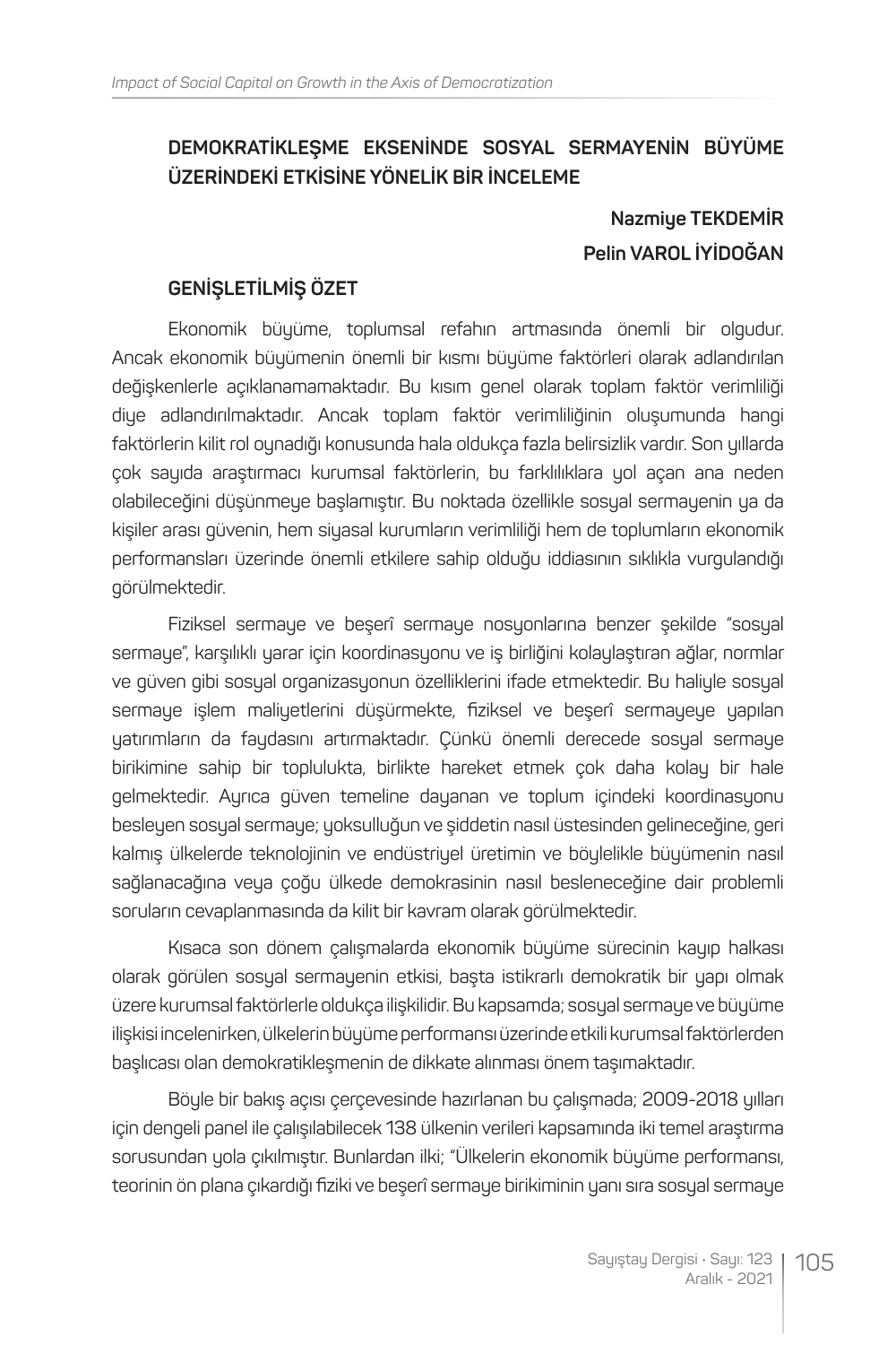## DEMOKRATİKLEŞME EKSENİNDE SOSYAL SERMAYENİN BÜYÜME ÜZERİNDEKİ ETKİSİNE YÖNELİK BİR İNCELEME

**Nazmiye TEKDEMİR**

**Pelin VAROL İYİDOĞAN**

### GENİŞLETİLMİŞ ÖZET

Ekonomik büyüme, toplumsal refahın artmasında önemli bir olgudur. Ancak ekonomik büyümenin önemli bir kısmı büyüme faktörleri olarak adlandırılan değişkenlerle açıklanamamaktadır. Bu kısım genel olarak toplam faktör verimliliği diye adlandırılmaktadır. Ancak toplam faktör verimliliğinin oluşumunda hangi faktörlerin kilit rol oynadığı konusunda hala oldukça fazla belirsizlik vardır. Son yıllarda çok sayıda araştırmacı kurumsal faktörlerin, bu farklılıklara yol açan ana neden olabileceğini düşünmeye başlamıştır. Bu noktada özellikle sosyal sermayenin ya da kişiler arası güvenin, hem siyasal kurumların verimliliği hem de toplumların ekonomik performansları üzerinde önemli etkilere sahip olduğu iddiasının sıklıkla vurgulandığı görülmektedir.

Fiziksel sermaye ve beşerî sermaye nosyonlarına benzer şekilde "sosyal sermaye", karşılıklı yarar için koordinasyonu ve iş birliğini kolaylaştıran ağlar, normlar ve güven gibi sosyal organizasyonun özelliklerini ifade etmektedir. Bu haliyle sosyal sermaye işlem maliyetlerini düşürmekte, fiziksel ve beşerî sermayeye yapılan yatırımların da faydasını artırmaktadır. Çünkü önemli derecede sosyal sermaye birikimine sahip bir toplulukta, birlikte hareket etmek çok daha kolay bir hale gelmektedir. Ayrıca güven temeline dayanan ve toplum içindeki koordinasyonu besleyen sosyal sermaye; yoksulluğun ve şiddetin nasıl üstesinden gelineceğine, geri kalmış ülkelerde teknolojinin ve endüstriyel üretimin ve böylelikle büyümenin nasıl sağlanacağına veya çoğu ülkede demokrasinin nasıl besleneceğine dair problemli soruların cevaplanmasında da kilit bir kavram olarak görülmektedir.

Kısaca son dönem çalışmalarda ekonomik büyüme sürecinin kayıp halkası olarak görülen sosyal sermayenin etkisi, başta istikrarlı demokratik bir yapı olmak üzere kurumsal faktörlerle oldukça ilişkilidir. Bu kapsamda; sosyal sermaye ve büyüme ilişkisi incelenirken, ülkelerin büyüme performansı üzerinde etkili kurumsal faktörlerden başlıcası olan demokratikleşmenin de dikkate alınması önem taşımaktadır.

Böyle bir bakış açısı çerçevesinde hazırlanan bu çalışmada; 2009-2018 yılları için dengeli panel ile çalışılabilecek 138 ülkenin verileri kapsamında iki temel araştırma sorusundan yola çıkılmıştır. Bunlardan ilki; "Ülkelerin ekonomik büyüme performansı, teorinin ön plana çıkardığı fiziki ve beşerî sermaye birikiminin yanı sıra sosyal sermaye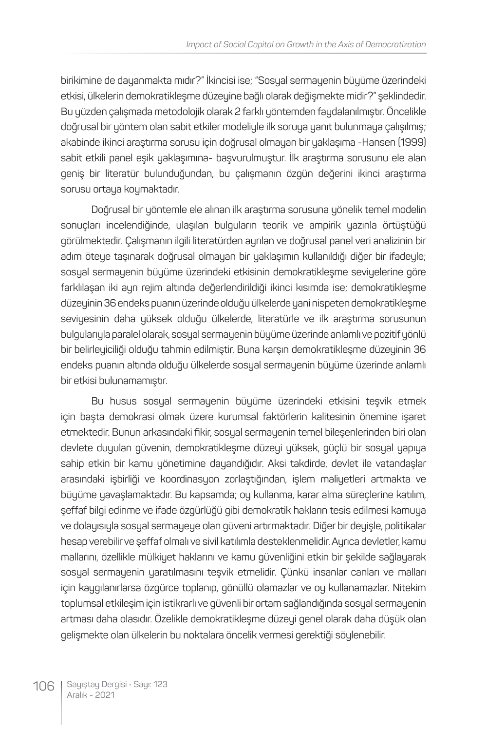birikimine de dayanmakta mıdır?" İkincisi ise; "Sosyal sermayenin büyüme üzerindeki etkisi, ülkelerin demokratikleşme düzeyine bağlı olarak değişmekte midir?" şeklindedir. Bu yüzden çalışmada metodolojik olarak 2 farklı yöntemden faydalanılmıştır. Öncelikle doğrusal bir yöntem olan sabit etkiler modeliyle ilk soruya yanıt bulunmaya çalışılmış; akabinde ikinci araştırma sorusu için doğrusal olmayan bir yaklaşıma -Hansen (1999) sabit etkili panel eşik yaklaşımına- başvurulmuştur. İlk araştırma sorusunu ele alan geniş bir literatür bulunduğundan, bu çalışmanın özgün değerini ikinci araştırma sorusu ortaya koymaktadır.

Doğrusal bir yöntemle ele alınan ilk araştırma sorusuna yönelik temel modelin sonuçları incelendiğinde, ulaşılan bulguların teorik ve ampirik yazınla örtüştüğü görülmektedir. Çalışmanın ilgili literatürden ayrılan ve doğrusal panel veri analizinin bir adım öteye taşınarak doğrusal olmayan bir yaklaşımın kullanıldığı diğer bir ifadeyle; sosyal sermayenin büyüme üzerindeki etkisinin demokratikleşme seviyelerine göre farklılaşan iki ayrı rejim altında değerlendirildiği ikinci kısımda ise; demokratikleşme düzeyinin 36 endeks puanın üzerinde olduğu ülkelerde yani nispeten demokratikleşme seviyesinin daha yüksek olduğu ülkelerde, literatürle ve ilk araştırma sorusunun bulgularıyla paralel olarak, sosyal sermayenin büyüme üzerinde anlamlı ve pozitif yönlü bir belirleyiciliği olduğu tahmin edilmiştir. Buna karşın demokratikleşme düzeyinin 36 endeks puanın altında olduğu ülkelerde sosyal sermayenin büyüme üzerinde anlamlı bir etkisi bulunamamıştır.

Bu husus sosyal sermayenin büyüme üzerindeki etkisini teşvik etmek için başta demokrasi olmak üzere kurumsal faktörlerin kalitesinin önemine işaret etmektedir. Bunun arkasındaki fikir, sosyal sermayenin temel bileşenlerinden biri olan devlete duyulan güvenin, demokratikleşme düzeyi yüksek, güçlü bir sosyal yapıya sahip etkin bir kamu yönetimine dayandığıdır. Aksi takdirde, devlet ile vatandaşlar arasındaki işbirliği ve koordinasyon zorlaştığından, işlem maliyetleri artmakta ve büyüme yavaşlamaktadır. Bu kapsamda; oy kullanma, karar alma süreçlerine katılım, şeffaf bilgi edinme ve ifade özgürlüğü gibi demokratik hakların tesis edilmesi kamuya ve dolayısıyla sosyal sermayeye olan güveni artırmaktadır. Diğer bir deyişle, politikalar hesap verebilir ve şeffaf olmalı ve sivil katılımla desteklenmelidir. Ayrıca devletler, kamu mallarını, özellikle mülkiyet haklarını ve kamu güvenliğini etkin bir şekilde sağlayarak sosyal sermayenin yaratılmasını teşvik etmelidir. Çünkü insanlar canları ve malları için kaygılanırlarsa özgürce toplanıp, gönüllü olamazlar ve oy kullanamazlar. Nitekim toplumsal etkileşim için istikrarlı ve güvenli bir ortam sağlandığında sosyal sermayenin artması daha olasıdır. Özelikle demokratikleşme düzeyi genel olarak daha düşük olan gelişmekte olan ülkelerin bu noktalara öncelik vermesi gerektiği söylenebilir.